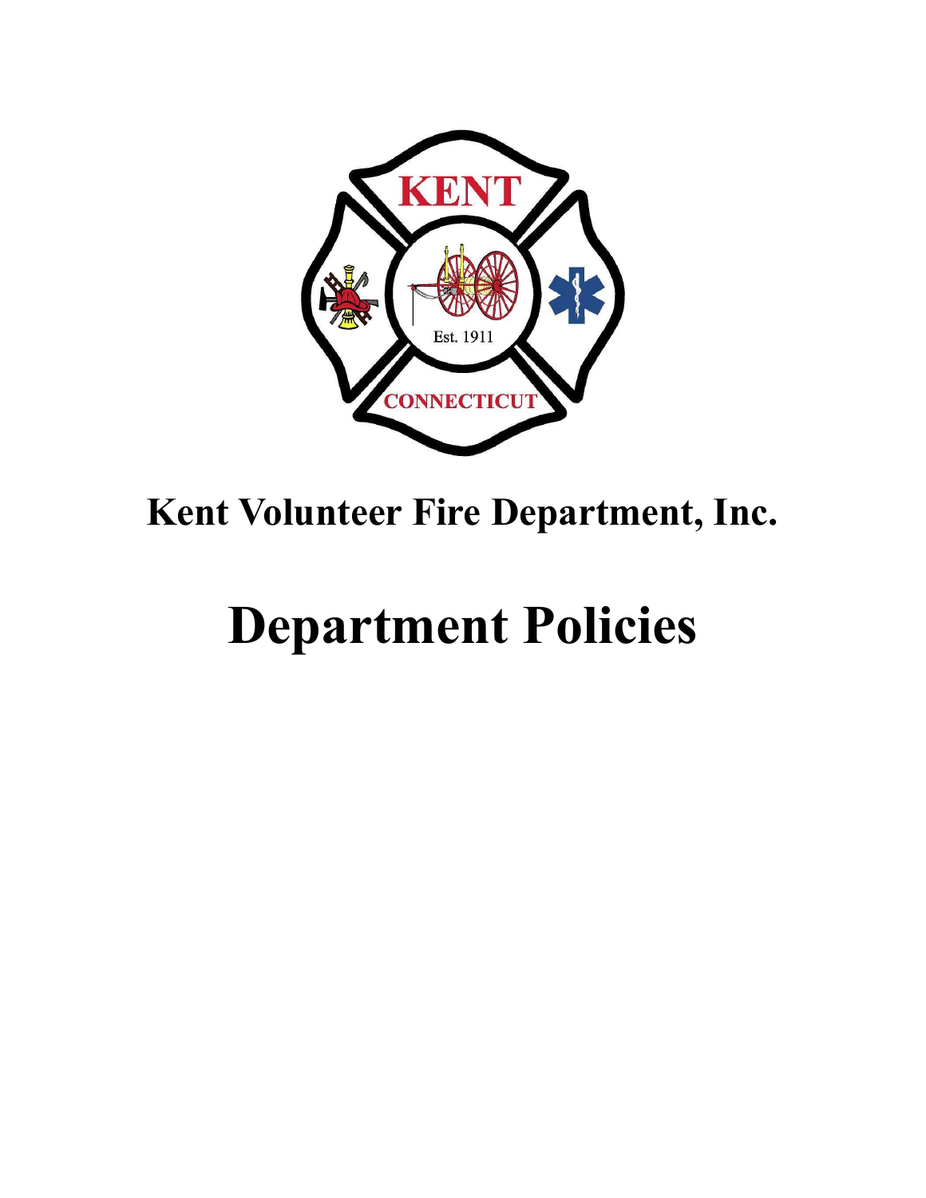# Kent Volunteer Fire Department, Inc.

# Department Policies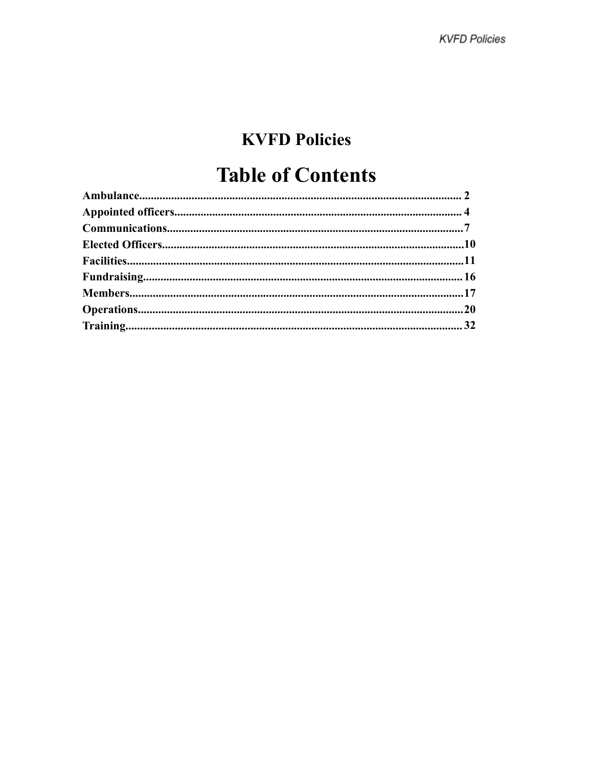# KVFD Policies

# Table of Contents

**Ambulance............................................................................................................ 2**

**Appointed officers.................................................................................................. 4**

**Communications.....................................................................................................7**

**Elected Officers.......................................................................................................10**

**Facilities...................................................................................................................11**

**Fundraising............................................................................................................. 16**

**Members..................................................................................................................17**

**Operations...............................................................................................................20**

**Training................................................................................................................... 32**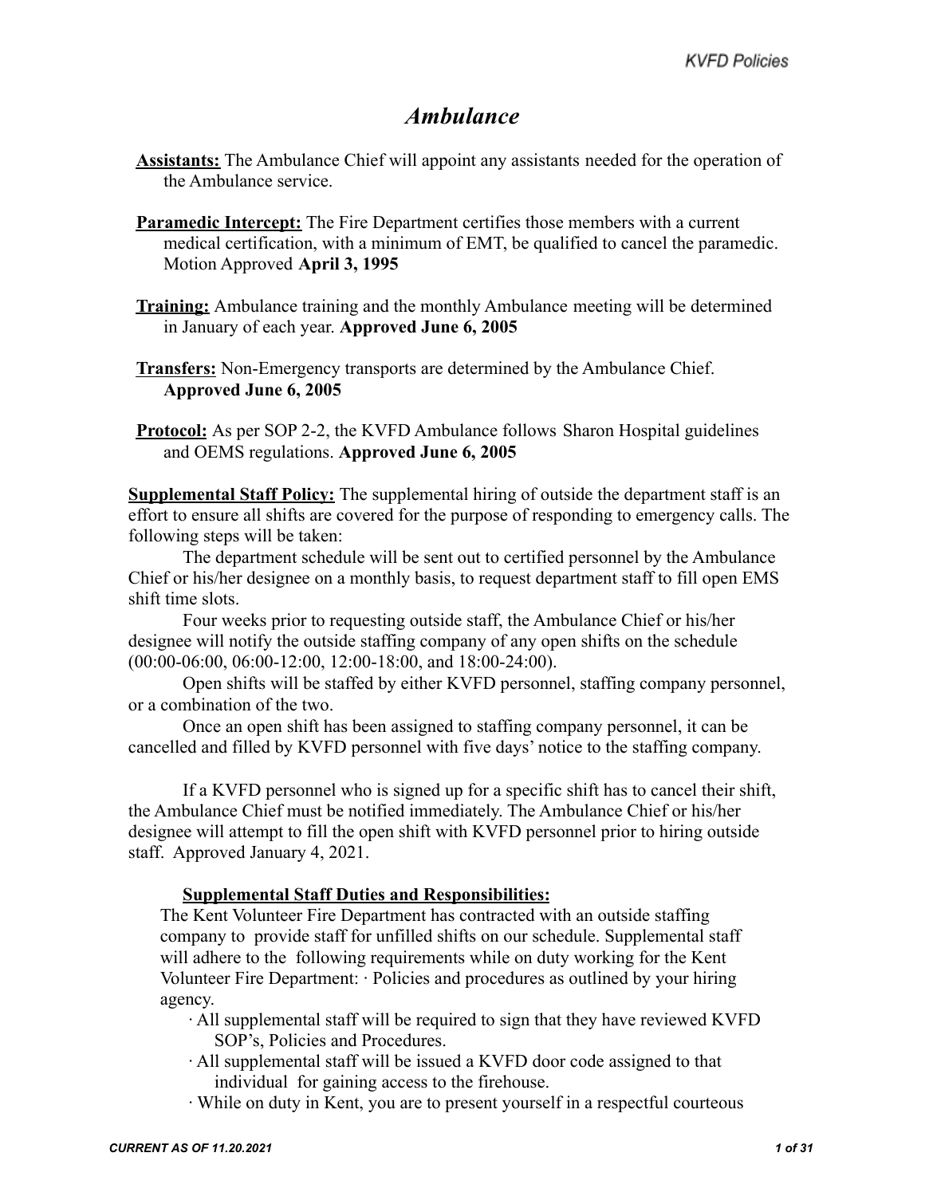# *Ambulance*

**Assistants:** The Ambulance Chief will appoint any assistants needed for the operation of the Ambulance service.

**Paramedic Intercept:** The Fire Department certifies those members with a current medical certification, with a minimum of EMT, be qualified to cancel the paramedic. Motion Approved **April 3, 1995**

**Training:** Ambulance training and the monthly Ambulance meeting will be determined in January of each year. **Approved June 6, 2005**

**Transfers:** Non-Emergency transports are determined by the Ambulance Chief. **Approved June 6, 2005**

**Protocol:** As per SOP 2-2, the KVFD Ambulance follows Sharon Hospital guidelines and OEMS regulations. **Approved June 6, 2005**

**Supplemental Staff Policy:** The supplemental hiring of outside the department staff is an effort to ensure all shifts are covered for the purpose of responding to emergency calls. The following steps will be taken:

The department schedule will be sent out to certified personnel by the Ambulance Chief or his/her designee on a monthly basis, to request department staff to fill open EMS shift time slots.

Four weeks prior to requesting outside staff, the Ambulance Chief or his/her designee will notify the outside staffing company of any open shifts on the schedule (00:00-06:00, 06:00-12:00, 12:00-18:00, and 18:00-24:00).

Open shifts will be staffed by either KVFD personnel, staffing company personnel, or a combination of the two.

Once an open shift has been assigned to staffing company personnel, it can be cancelled and filled by KVFD personnel with five days' notice to the staffing company.

If a KVFD personnel who is signed up for a specific shift has to cancel their shift, the Ambulance Chief must be notified immediately. The Ambulance Chief or his/her designee will attempt to fill the open shift with KVFD personnel prior to hiring outside staff. Approved January 4, 2021.

**Supplemental Staff Duties and Responsibilities:**

The Kent Volunteer Fire Department has contracted with an outside staffing company to provide staff for unfilled shifts on our schedule. Supplemental staff will adhere to the following requirements while on duty working for the Kent Volunteer Fire Department: · Policies and procedures as outlined by your hiring agency.

- All supplemental staff will be required to sign that they have reviewed KVFD SOP's, Policies and Procedures.
- All supplemental staff will be issued a KVFD door code assigned to that individual for gaining access to the firehouse.
- While on duty in Kent, you are to present yourself in a respectful courteous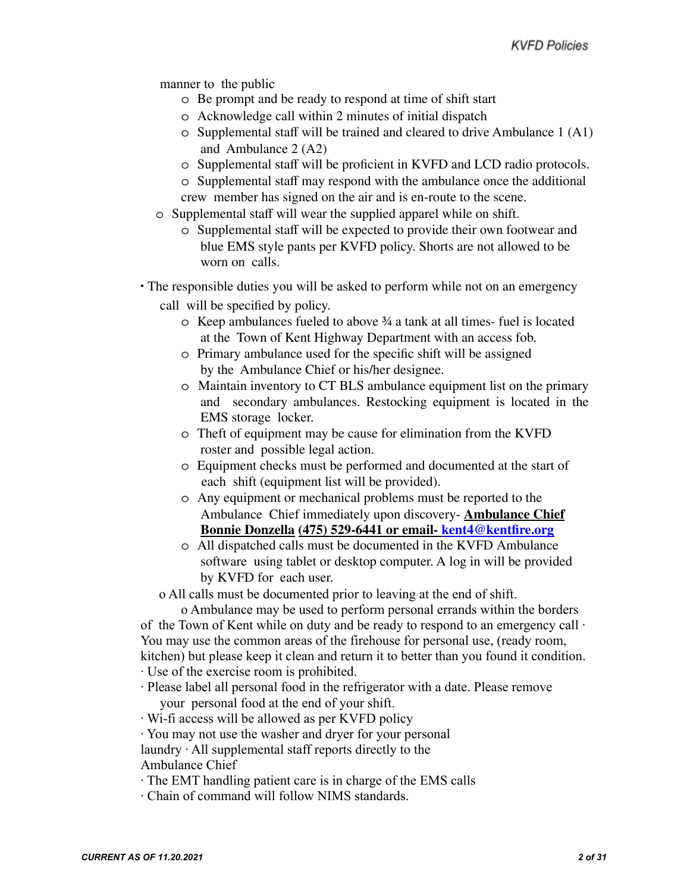manner to the public

- Be prompt and be ready to respond at time of shift start
- Acknowledge call within 2 minutes of initial dispatch
- Supplemental staff will be trained and cleared to drive Ambulance 1 (A1) and Ambulance 2 (A2)
- Supplemental staff will be proficient in KVFD and LCD radio protocols.
- Supplemental staff may respond with the ambulance once the additional crew member has signed on the air and is en-route to the scene.
- Supplemental staff will wear the supplied apparel while on shift.
  - Supplemental staff will be expected to provide their own footwear and blue EMS style pants per KVFD policy. Shorts are not allowed to be worn on calls.

- The responsible duties you will be asked to perform while not on an emergency call will be specified by policy.
  - Keep ambulances fueled to above ¾ a tank at all times- fuel is located at the Town of Kent Highway Department with an access fob.
  - Primary ambulance used for the specific shift will be assigned by the Ambulance Chief or his/her designee.
  - Maintain inventory to CT BLS ambulance equipment list on the primary and secondary ambulances. Restocking equipment is located in the EMS storage locker.
  - Theft of equipment may be cause for elimination from the KVFD roster and possible legal action.
  - Equipment checks must be performed and documented at the start of each shift (equipment list will be provided).
  - Any equipment or mechanical problems must be reported to the Ambulance Chief immediately upon discovery- **Ambulance Chief Bonnie Donzella (475) 529-6441 or email- [kent4@kentfire.org](mailto:kent4@kentfire.org)**
  - All dispatched calls must be documented in the KVFD Ambulance software using tablet or desktop computer. A log in will be provided by KVFD for each user.
  - All calls must be documented prior to leaving at the end of shift.
  - Ambulance may be used to perform personal errands within the borders of the Town of Kent while on duty and be ready to respond to an emergency call
- You may use the common areas of the firehouse for personal use, (ready room, kitchen) but please keep it clean and return it to better than you found it condition.
- Use of the exercise room is prohibited.
- Please label all personal food in the refrigerator with a date. Please remove your personal food at the end of your shift.
- Wi-fi access will be allowed as per KVFD policy
- You may not use the washer and dryer for your personal laundry
- All supplemental staff reports directly to the Ambulance Chief
- The EMT handling patient care is in charge of the EMS calls
- Chain of command will follow NIMS standards.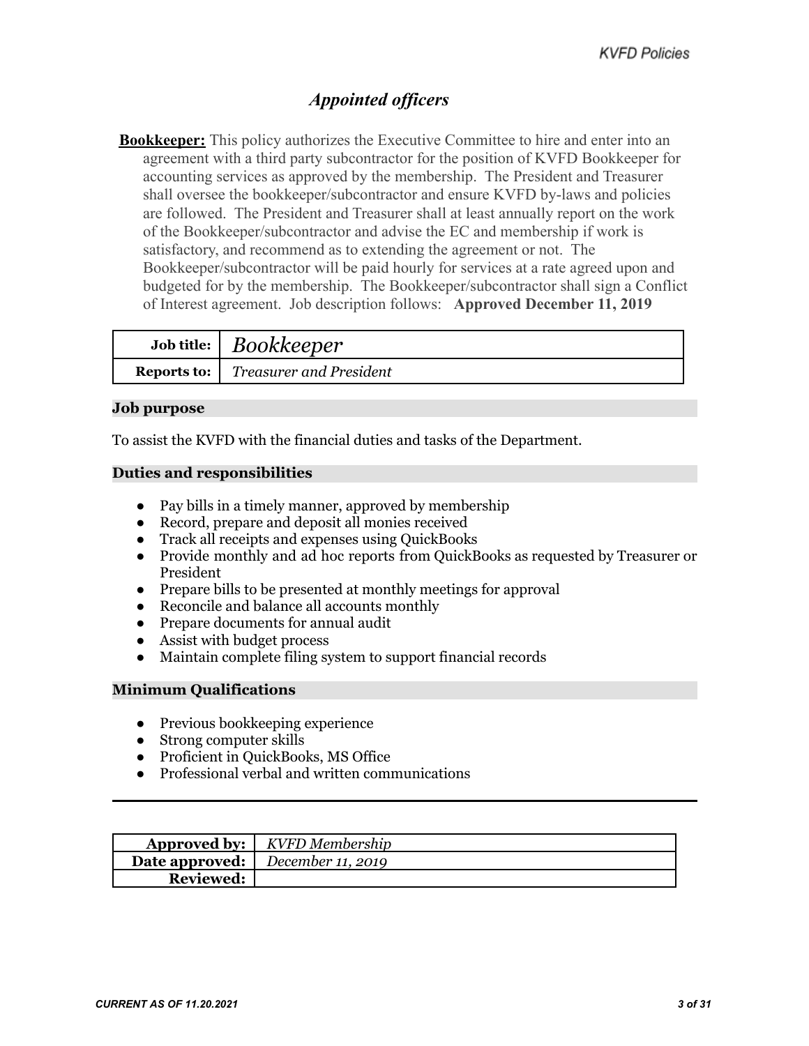## *Appointed officers*

**Bookkeeper:** This policy authorizes the Executive Committee to hire and enter into an agreement with a third party subcontractor for the position of KVFD Bookkeeper for accounting services as approved by the membership. The President and Treasurer shall oversee the bookkeeper/subcontractor and ensure KVFD by-laws and policies are followed. The President and Treasurer shall at least annually report on the work of the Bookkeeper/subcontractor and advise the EC and membership if work is satisfactory, and recommend as to extending the agreement or not. The Bookkeeper/subcontractor will be paid hourly for services at a rate agreed upon and budgeted for by the membership. The Bookkeeper/subcontractor shall sign a Conflict of Interest agreement. Job description follows: **Approved December 11, 2019**

| | |
|---|---|
| **Job title:** | *Bookkeeper* |
| **Reports to:** | *Treasurer and President* |

### Job purpose

To assist the KVFD with the financial duties and tasks of the Department.

### Duties and responsibilities

- Pay bills in a timely manner, approved by membership
- Record, prepare and deposit all monies received
- Track all receipts and expenses using QuickBooks
- Provide monthly and ad hoc reports from QuickBooks as requested by Treasurer or President
- Prepare bills to be presented at monthly meetings for approval
- Reconcile and balance all accounts monthly
- Prepare documents for annual audit
- Assist with budget process
- Maintain complete filing system to support financial records

### Minimum Qualifications

- Previous bookkeeping experience
- Strong computer skills
- Proficient in QuickBooks, MS Office
- Professional verbal and written communications

---

| | |
|---|---|
| **Approved by:** | *KVFD Membership* |
| **Date approved:** | *December 11, 2019* |
| **Reviewed:** | |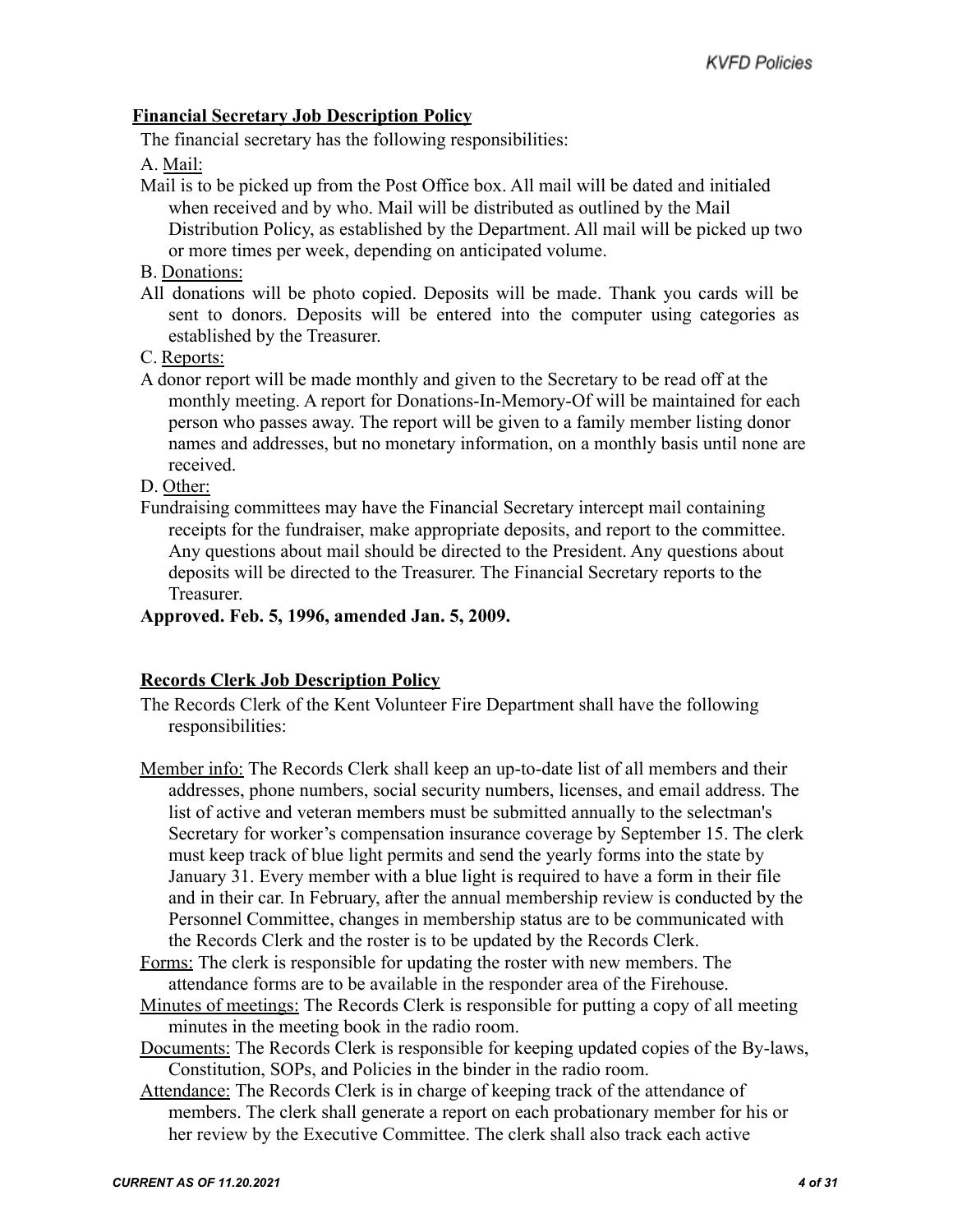## Financial Secretary Job Description Policy

The financial secretary has the following responsibilities:

A. Mail:

Mail is to be picked up from the Post Office box. All mail will be dated and initialed when received and by who. Mail will be distributed as outlined by the Mail Distribution Policy, as established by the Department. All mail will be picked up two or more times per week, depending on anticipated volume.

B. Donations:

All donations will be photo copied. Deposits will be made. Thank you cards will be sent to donors. Deposits will be entered into the computer using categories as established by the Treasurer.

C. Reports:

A donor report will be made monthly and given to the Secretary to be read off at the monthly meeting. A report for Donations-In-Memory-Of will be maintained for each person who passes away. The report will be given to a family member listing donor names and addresses, but no monetary information, on a monthly basis until none are received.

D. Other:

Fundraising committees may have the Financial Secretary intercept mail containing receipts for the fundraiser, make appropriate deposits, and report to the committee. Any questions about mail should be directed to the President. Any questions about deposits will be directed to the Treasurer. The Financial Secretary reports to the Treasurer.

**Approved. Feb. 5, 1996, amended Jan. 5, 2009.**

## Records Clerk Job Description Policy

The Records Clerk of the Kent Volunteer Fire Department shall have the following responsibilities:

Member info: The Records Clerk shall keep an up-to-date list of all members and their addresses, phone numbers, social security numbers, licenses, and email address. The list of active and veteran members must be submitted annually to the selectman's Secretary for worker's compensation insurance coverage by September 15. The clerk must keep track of blue light permits and send the yearly forms into the state by January 31. Every member with a blue light is required to have a form in their file and in their car. In February, after the annual membership review is conducted by the Personnel Committee, changes in membership status are to be communicated with the Records Clerk and the roster is to be updated by the Records Clerk.

Forms: The clerk is responsible for updating the roster with new members. The attendance forms are to be available in the responder area of the Firehouse.

Minutes of meetings: The Records Clerk is responsible for putting a copy of all meeting minutes in the meeting book in the radio room.

Documents: The Records Clerk is responsible for keeping updated copies of the By-laws, Constitution, SOPs, and Policies in the binder in the radio room.

Attendance: The Records Clerk is in charge of keeping track of the attendance of members. The clerk shall generate a report on each probationary member for his or her review by the Executive Committee. The clerk shall also track each active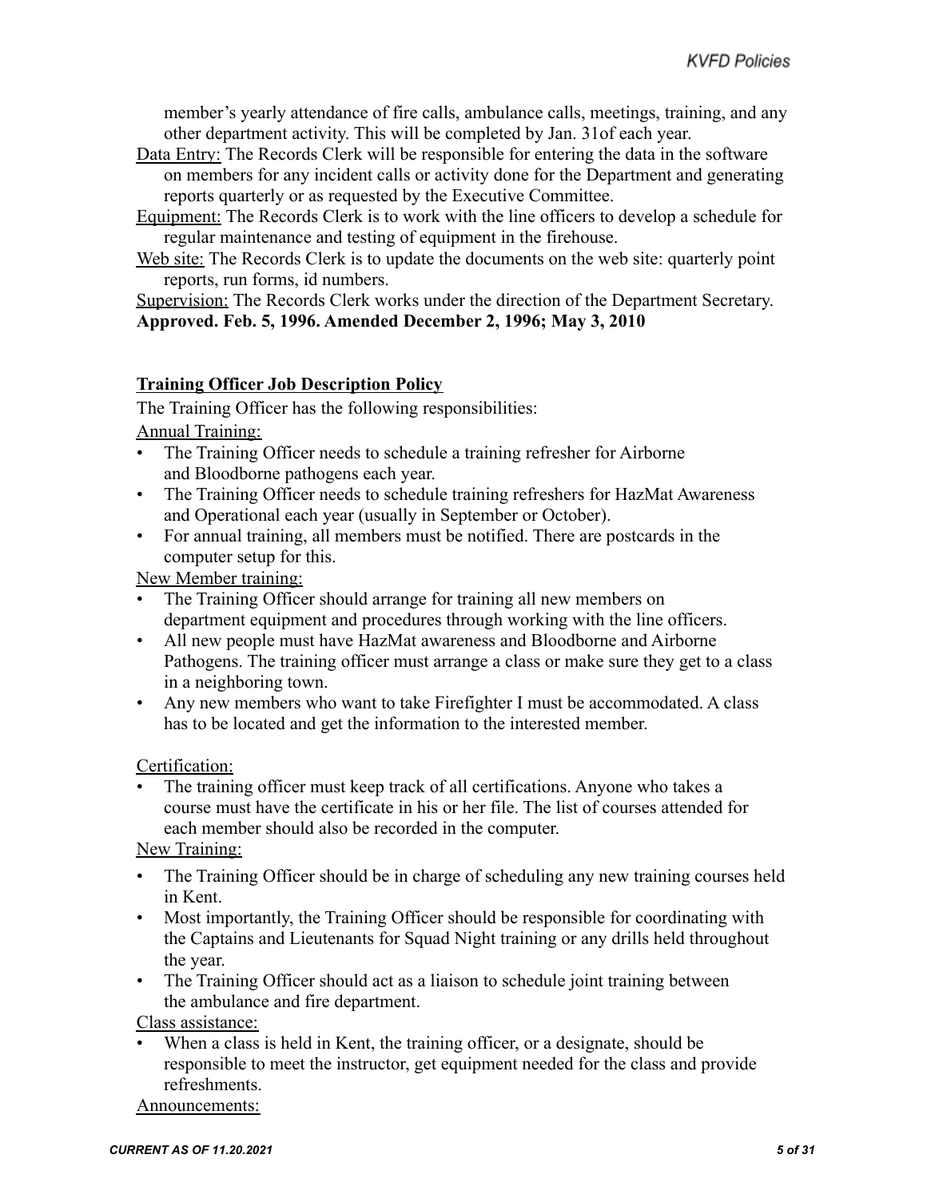member's yearly attendance of fire calls, ambulance calls, meetings, training, and any other department activity. This will be completed by Jan. 31of each year.

Data Entry: The Records Clerk will be responsible for entering the data in the software on members for any incident calls or activity done for the Department and generating reports quarterly or as requested by the Executive Committee.

Equipment: The Records Clerk is to work with the line officers to develop a schedule for regular maintenance and testing of equipment in the firehouse.

Web site: The Records Clerk is to update the documents on the web site: quarterly point reports, run forms, id numbers.

Supervision: The Records Clerk works under the direction of the Department Secretary.

**Approved. Feb. 5, 1996. Amended December 2, 1996; May 3, 2010**

## Training Officer Job Description Policy

The Training Officer has the following responsibilities:

Annual Training:

- The Training Officer needs to schedule a training refresher for Airborne and Bloodborne pathogens each year.
- The Training Officer needs to schedule training refreshers for HazMat Awareness and Operational each year (usually in September or October).
- For annual training, all members must be notified. There are postcards in the computer setup for this.

New Member training:

- The Training Officer should arrange for training all new members on department equipment and procedures through working with the line officers.
- All new people must have HazMat awareness and Bloodborne and Airborne Pathogens. The training officer must arrange a class or make sure they get to a class in a neighboring town.
- Any new members who want to take Firefighter I must be accommodated. A class has to be located and get the information to the interested member.

Certification:

- The training officer must keep track of all certifications. Anyone who takes a course must have the certificate in his or her file. The list of courses attended for each member should also be recorded in the computer.

New Training:

- The Training Officer should be in charge of scheduling any new training courses held in Kent.
- Most importantly, the Training Officer should be responsible for coordinating with the Captains and Lieutenants for Squad Night training or any drills held throughout the year.
- The Training Officer should act as a liaison to schedule joint training between the ambulance and fire department.

Class assistance:

- When a class is held in Kent, the training officer, or a designate, should be responsible to meet the instructor, get equipment needed for the class and provide refreshments.

Announcements: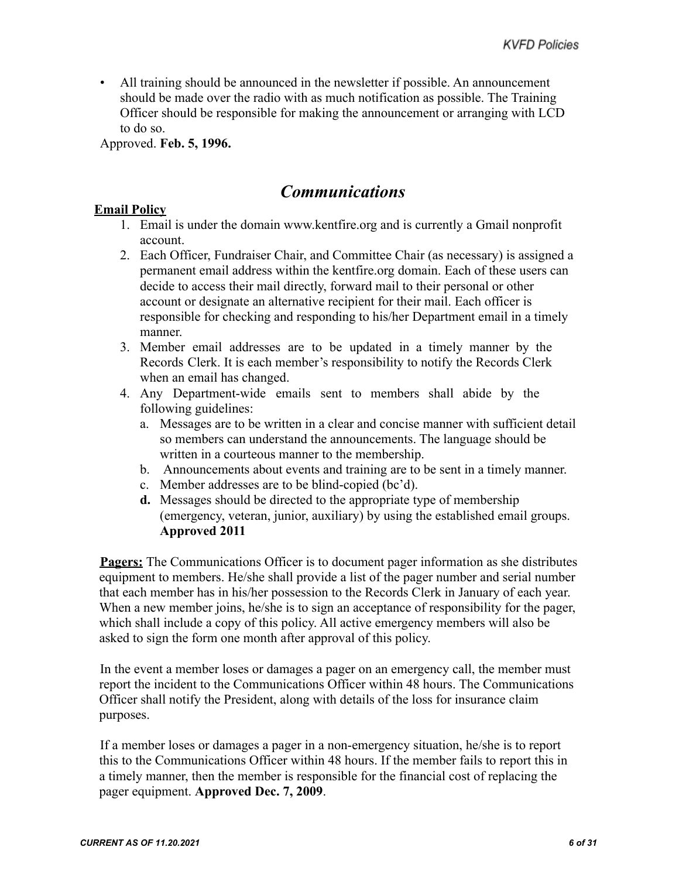- All training should be announced in the newsletter if possible. An announcement should be made over the radio with as much notification as possible. The Training Officer should be responsible for making the announcement or arranging with LCD to do so.

Approved. **Feb. 5, 1996.**

## *Communications*

**Email Policy**

1. Email is under the domain www.kentfire.org and is currently a Gmail nonprofit account.
2. Each Officer, Fundraiser Chair, and Committee Chair (as necessary) is assigned a permanent email address within the kentfire.org domain. Each of these users can decide to access their mail directly, forward mail to their personal or other account or designate an alternative recipient for their mail. Each officer is responsible for checking and responding to his/her Department email in a timely manner.
3. Member email addresses are to be updated in a timely manner by the Records Clerk. It is each member's responsibility to notify the Records Clerk when an email has changed.
4. Any Department-wide emails sent to members shall abide by the following guidelines:
   a. Messages are to be written in a clear and concise manner with sufficient detail so members can understand the announcements. The language should be written in a courteous manner to the membership.
   b. Announcements about events and training are to be sent in a timely manner.
   c. Member addresses are to be blind-copied (bc'd).
   **d.** Messages should be directed to the appropriate type of membership (emergency, veteran, junior, auxiliary) by using the established email groups. **Approved 2011**

**Pagers:** The Communications Officer is to document pager information as she distributes equipment to members. He/she shall provide a list of the pager number and serial number that each member has in his/her possession to the Records Clerk in January of each year. When a new member joins, he/she is to sign an acceptance of responsibility for the pager, which shall include a copy of this policy. All active emergency members will also be asked to sign the form one month after approval of this policy.

In the event a member loses or damages a pager on an emergency call, the member must report the incident to the Communications Officer within 48 hours. The Communications Officer shall notify the President, along with details of the loss for insurance claim purposes.

If a member loses or damages a pager in a non-emergency situation, he/she is to report this to the Communications Officer within 48 hours. If the member fails to report this in a timely manner, then the member is responsible for the financial cost of replacing the pager equipment. **Approved Dec. 7, 2009**.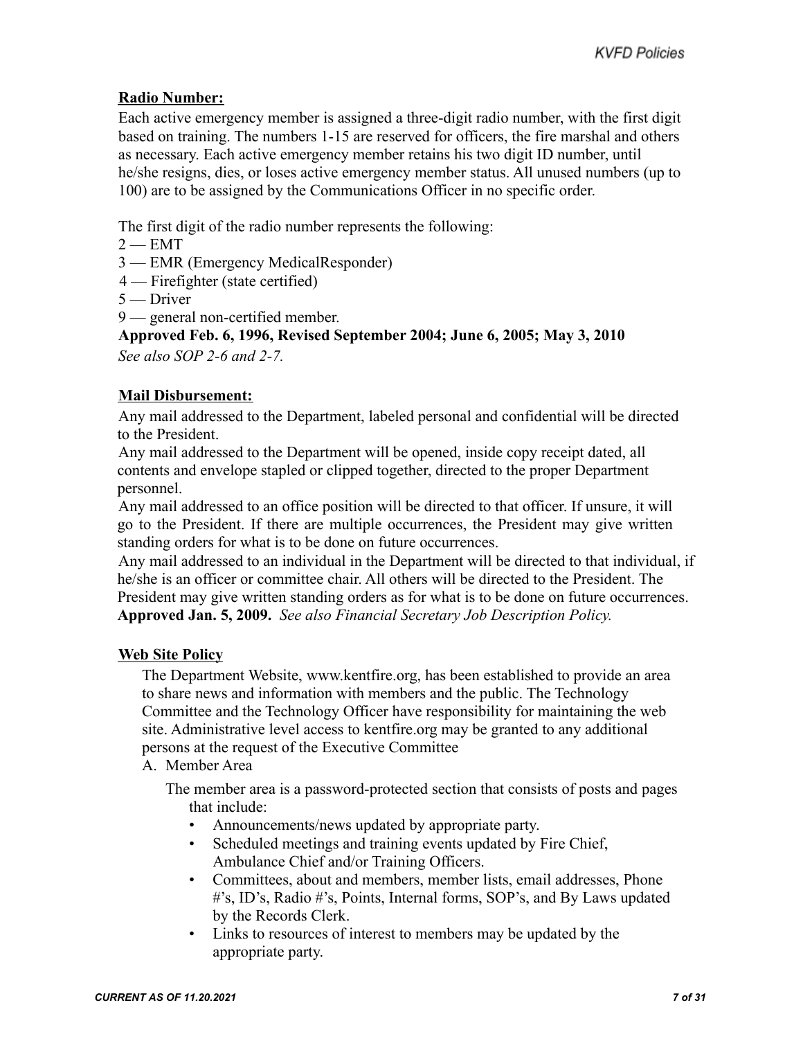**Radio Number:**

Each active emergency member is assigned a three-digit radio number, with the first digit based on training. The numbers 1-15 are reserved for officers, the fire marshal and others as necessary. Each active emergency member retains his two digit ID number, until he/she resigns, dies, or loses active emergency member status. All unused numbers (up to 100) are to be assigned by the Communications Officer in no specific order.

The first digit of the radio number represents the following:

2 — EMT  
3 — EMR (Emergency MedicalResponder)  
4 — Firefighter (state certified)  
5 — Driver  
9 — general non-certified member.

**Approved Feb. 6, 1996, Revised September 2004; June 6, 2005; May 3, 2010**  
*See also SOP 2-6 and 2-7.*

**Mail Disbursement:**

Any mail addressed to the Department, labeled personal and confidential will be directed to the President.

Any mail addressed to the Department will be opened, inside copy receipt dated, all contents and envelope stapled or clipped together, directed to the proper Department personnel.

Any mail addressed to an office position will be directed to that officer. If unsure, it will go to the President. If there are multiple occurrences, the President may give written standing orders for what is to be done on future occurrences.

Any mail addressed to an individual in the Department will be directed to that individual, if he/she is an officer or committee chair. All others will be directed to the President. The President may give written standing orders as for what is to be done on future occurrences.

**Approved Jan. 5, 2009.** *See also Financial Secretary Job Description Policy.*

**Web Site Policy**

The Department Website, www.kentfire.org, has been established to provide an area to share news and information with members and the public. The Technology Committee and the Technology Officer have responsibility for maintaining the web site. Administrative level access to kentfire.org may be granted to any additional persons at the request of the Executive Committee

A. Member Area

The member area is a password-protected section that consists of posts and pages that include:

- Announcements/news updated by appropriate party.
- Scheduled meetings and training events updated by Fire Chief, Ambulance Chief and/or Training Officers.
- Committees, about and members, member lists, email addresses, Phone #'s, ID's, Radio #'s, Points, Internal forms, SOP's, and By Laws updated by the Records Clerk.
- Links to resources of interest to members may be updated by the appropriate party.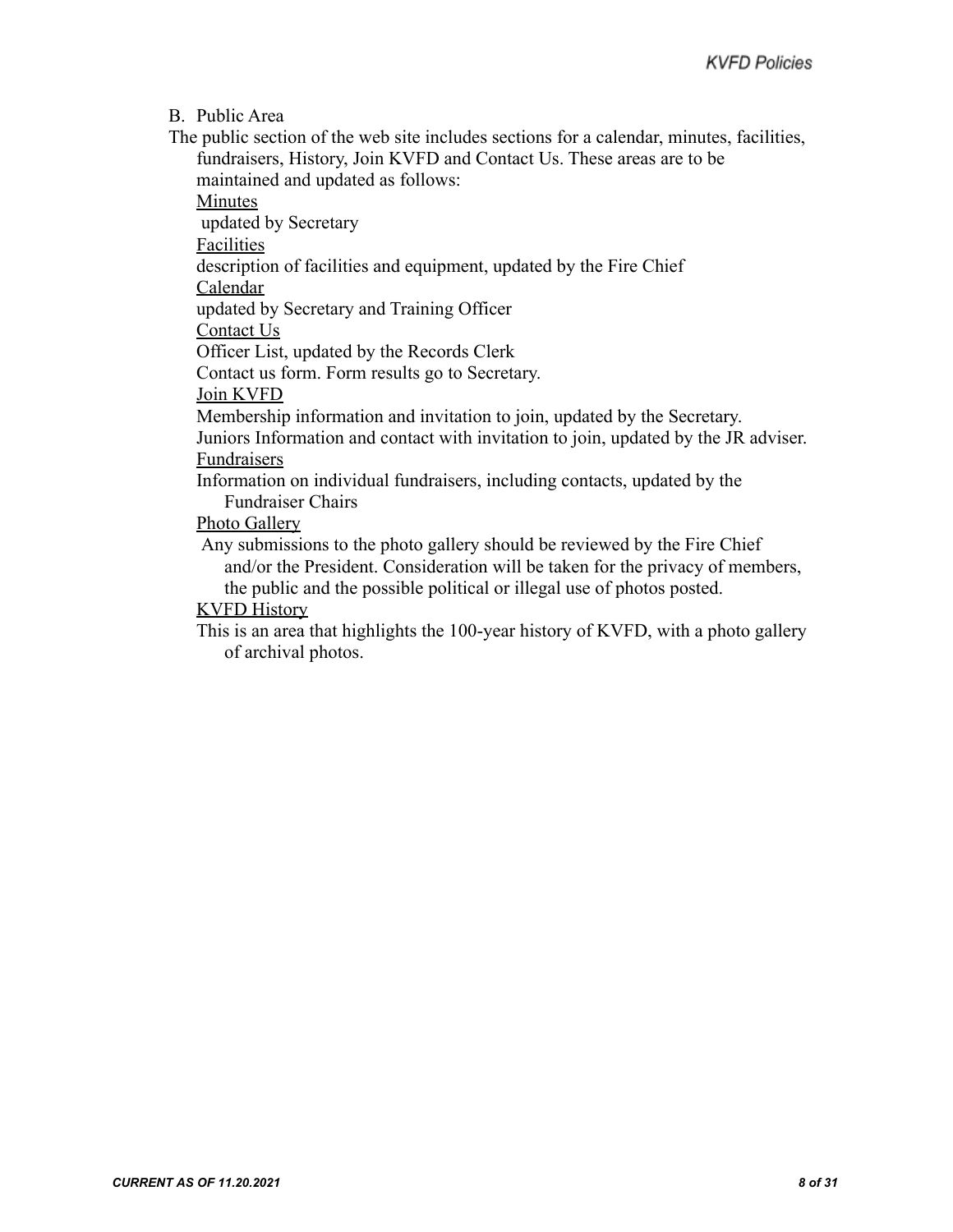B. Public Area

The public section of the web site includes sections for a calendar, minutes, facilities, fundraisers, History, Join KVFD and Contact Us. These areas are to be maintained and updated as follows:

<u>Minutes</u>

updated by Secretary

<u>Facilities</u>

description of facilities and equipment, updated by the Fire Chief

<u>Calendar</u>

updated by Secretary and Training Officer

<u>Contact Us</u>

Officer List, updated by the Records Clerk

Contact us form. Form results go to Secretary.

<u>Join KVFD</u>

Membership information and invitation to join, updated by the Secretary.

Juniors Information and contact with invitation to join, updated by the JR adviser.

<u>Fundraisers</u>

Information on individual fundraisers, including contacts, updated by the Fundraiser Chairs

<u>Photo Gallery</u>

Any submissions to the photo gallery should be reviewed by the Fire Chief and/or the President. Consideration will be taken for the privacy of members, the public and the possible political or illegal use of photos posted.

<u>KVFD History</u>

This is an area that highlights the 100-year history of KVFD, with a photo gallery of archival photos.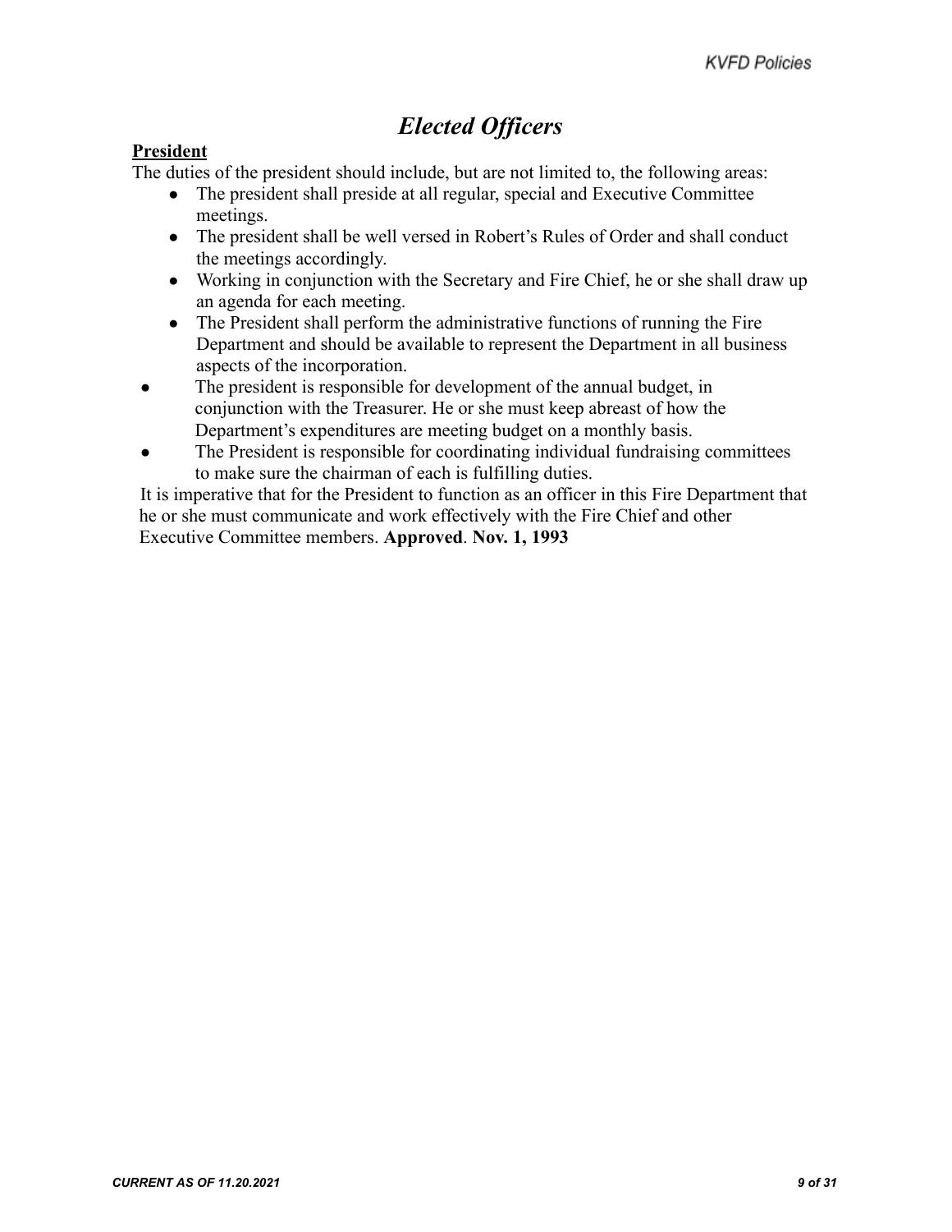# *Elected Officers*

**President**

The duties of the president should include, but are not limited to, the following areas:

- The president shall preside at all regular, special and Executive Committee meetings.
- The president shall be well versed in Robert's Rules of Order and shall conduct the meetings accordingly.
- Working in conjunction with the Secretary and Fire Chief, he or she shall draw up an agenda for each meeting.
- The President shall perform the administrative functions of running the Fire Department and should be available to represent the Department in all business aspects of the incorporation.
- The president is responsible for development of the annual budget, in conjunction with the Treasurer. He or she must keep abreast of how the Department's expenditures are meeting budget on a monthly basis.
- The President is responsible for coordinating individual fundraising committees to make sure the chairman of each is fulfilling duties.

It is imperative that for the President to function as an officer in this Fire Department that he or she must communicate and work effectively with the Fire Chief and other Executive Committee members. **Approved**. **Nov. 1, 1993**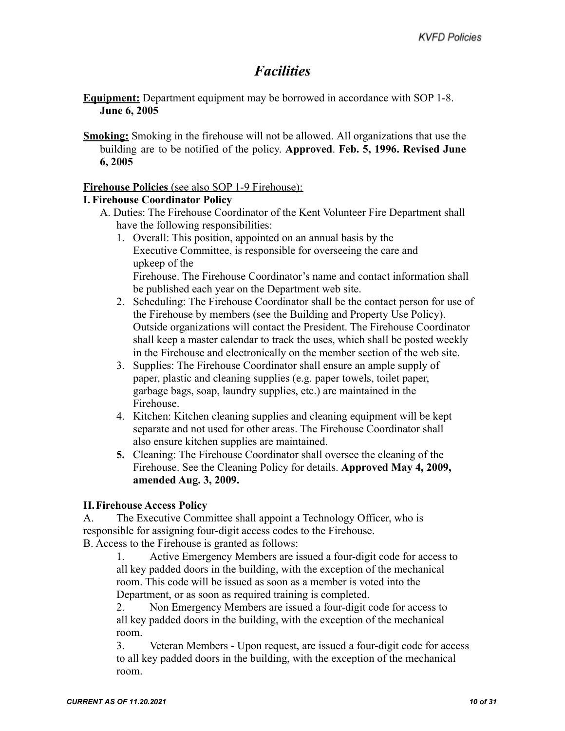# *Facilities*

**Equipment:** Department equipment may be borrowed in accordance with SOP 1-8. **June 6, 2005**

**Smoking:** Smoking in the firehouse will not be allowed. All organizations that use the building are to be notified of the policy. **Approved**. **Feb. 5, 1996. Revised June 6, 2005**

**Firehouse Policies** (see also SOP 1-9 Firehouse):

**I. Firehouse Coordinator Policy**

A. Duties: The Firehouse Coordinator of the Kent Volunteer Fire Department shall have the following responsibilities:

1. Overall: This position, appointed on an annual basis by the Executive Committee, is responsible for overseeing the care and upkeep of the Firehouse. The Firehouse Coordinator's name and contact information shall be published each year on the Department web site.
2. Scheduling: The Firehouse Coordinator shall be the contact person for use of the Firehouse by members (see the Building and Property Use Policy). Outside organizations will contact the President. The Firehouse Coordinator shall keep a master calendar to track the uses, which shall be posted weekly in the Firehouse and electronically on the member section of the web site.
3. Supplies: The Firehouse Coordinator shall ensure an ample supply of paper, plastic and cleaning supplies (e.g. paper towels, toilet paper, garbage bags, soap, laundry supplies, etc.) are maintained in the Firehouse.
4. Kitchen: Kitchen cleaning supplies and cleaning equipment will be kept separate and not used for other areas. The Firehouse Coordinator shall also ensure kitchen supplies are maintained.
5. Cleaning: The Firehouse Coordinator shall oversee the cleaning of the Firehouse. See the Cleaning Policy for details. **Approved May 4, 2009, amended Aug. 3, 2009.**

**II. Firehouse Access Policy**

A. The Executive Committee shall appoint a Technology Officer, who is responsible for assigning four-digit access codes to the Firehouse.

B. Access to the Firehouse is granted as follows:

1. Active Emergency Members are issued a four-digit code for access to all key padded doors in the building, with the exception of the mechanical room. This code will be issued as soon as a member is voted into the Department, or as soon as required training is completed.
2. Non Emergency Members are issued a four-digit code for access to all key padded doors in the building, with the exception of the mechanical room.
3. Veteran Members - Upon request, are issued a four-digit code for access to all key padded doors in the building, with the exception of the mechanical room.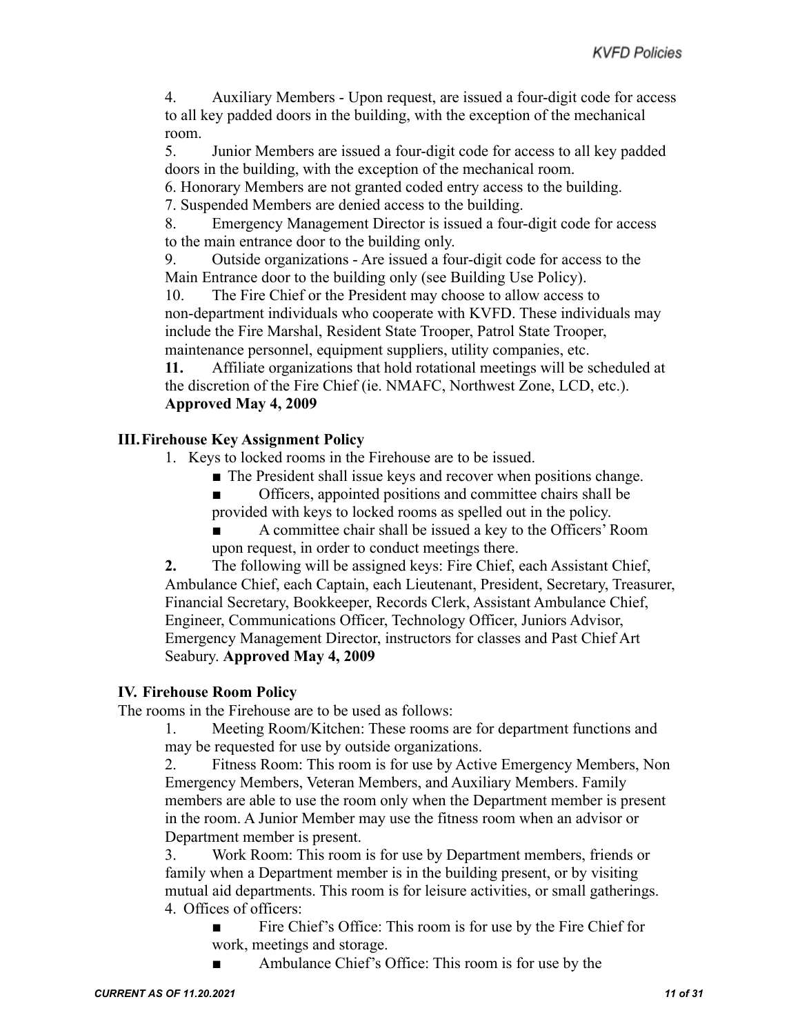4. Auxiliary Members - Upon request, are issued a four-digit code for access to all key padded doors in the building, with the exception of the mechanical room.
5. Junior Members are issued a four-digit code for access to all key padded doors in the building, with the exception of the mechanical room.
6. Honorary Members are not granted coded entry access to the building.
7. Suspended Members are denied access to the building.
8. Emergency Management Director is issued a four-digit code for access to the main entrance door to the building only.
9. Outside organizations - Are issued a four-digit code for access to the Main Entrance door to the building only (see Building Use Policy).
10. The Fire Chief or the President may choose to allow access to non-department individuals who cooperate with KVFD. These individuals may include the Fire Marshal, Resident State Trooper, Patrol State Trooper, maintenance personnel, equipment suppliers, utility companies, etc.
**11.** Affiliate organizations that hold rotational meetings will be scheduled at the discretion of the Fire Chief (ie. NMAFC, Northwest Zone, LCD, etc.). **Approved May 4, 2009**

### III. Firehouse Key Assignment Policy

1. Keys to locked rooms in the Firehouse are to be issued.
   - The President shall issue keys and recover when positions change.
   - Officers, appointed positions and committee chairs shall be provided with keys to locked rooms as spelled out in the policy.
   - A committee chair shall be issued a key to the Officers' Room upon request, in order to conduct meetings there.

**2.** The following will be assigned keys: Fire Chief, each Assistant Chief, Ambulance Chief, each Captain, each Lieutenant, President, Secretary, Treasurer, Financial Secretary, Bookkeeper, Records Clerk, Assistant Ambulance Chief, Engineer, Communications Officer, Technology Officer, Juniors Advisor, Emergency Management Director, instructors for classes and Past Chief Art Seabury. **Approved May 4, 2009**

### IV. Firehouse Room Policy

The rooms in the Firehouse are to be used as follows:

1. Meeting Room/Kitchen: These rooms are for department functions and may be requested for use by outside organizations.
2. Fitness Room: This room is for use by Active Emergency Members, Non Emergency Members, Veteran Members, and Auxiliary Members. Family members are able to use the room only when the Department member is present in the room. A Junior Member may use the fitness room when an advisor or Department member is present.
3. Work Room: This room is for use by Department members, friends or family when a Department member is in the building present, or by visiting mutual aid departments. This room is for leisure activities, or small gatherings.
4. Offices of officers:
   - Fire Chief's Office: This room is for use by the Fire Chief for work, meetings and storage.
   - Ambulance Chief's Office: This room is for use by the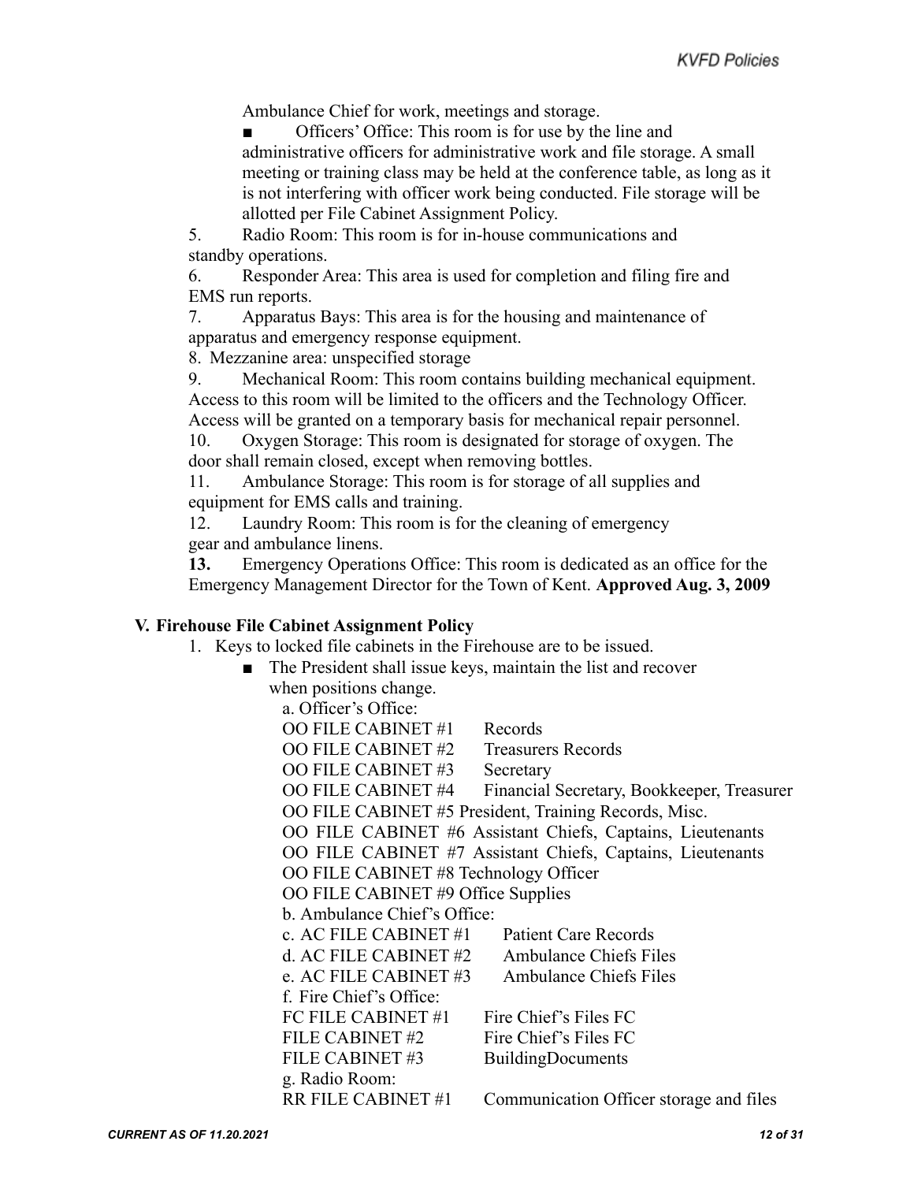Ambulance Chief for work, meetings and storage.

- Officers' Office: This room is for use by the line and administrative officers for administrative work and file storage. A small meeting or training class may be held at the conference table, as long as it is not interfering with officer work being conducted. File storage will be allotted per File Cabinet Assignment Policy.

5. Radio Room: This room is for in-house communications and standby operations.
6. Responder Area: This area is used for completion and filing fire and EMS run reports.
7. Apparatus Bays: This area is for the housing and maintenance of apparatus and emergency response equipment.
8. Mezzanine area: unspecified storage
9. Mechanical Room: This room contains building mechanical equipment. Access to this room will be limited to the officers and the Technology Officer. Access will be granted on a temporary basis for mechanical repair personnel.
10. Oxygen Storage: This room is designated for storage of oxygen. The door shall remain closed, except when removing bottles.
11. Ambulance Storage: This room is for storage of all supplies and equipment for EMS calls and training.
12. Laundry Room: This room is for the cleaning of emergency gear and ambulance linens.
13. Emergency Operations Office: This room is dedicated as an office for the Emergency Management Director for the Town of Kent. **Approved Aug. 3, 2009**

### V. Firehouse File Cabinet Assignment Policy

1. Keys to locked file cabinets in the Firehouse are to be issued.
   - The President shall issue keys, maintain the list and recover when positions change.

     a. Officer's Office:
     OO FILE CABINET #1 Records
     OO FILE CABINET #2 Treasurers Records
     OO FILE CABINET #3 Secretary
     OO FILE CABINET #4 Financial Secretary, Bookkeeper, Treasurer
     OO FILE CABINET #5 President, Training Records, Misc.
     OO FILE CABINET #6 Assistant Chiefs, Captains, Lieutenants
     OO FILE CABINET #7 Assistant Chiefs, Captains, Lieutenants
     OO FILE CABINET #8 Technology Officer
     OO FILE CABINET #9 Office Supplies
     b. Ambulance Chief's Office:
     c. AC FILE CABINET #1 Patient Care Records
     d. AC FILE CABINET #2 Ambulance Chiefs Files
     e. AC FILE CABINET #3 Ambulance Chiefs Files
     f. Fire Chief's Office:
     FC FILE CABINET #1 Fire Chief's Files FC
     FILE CABINET #2 Fire Chief's Files FC
     FILE CABINET #3 BuildingDocuments
     g. Radio Room:
     RR FILE CABINET #1 Communication Officer storage and files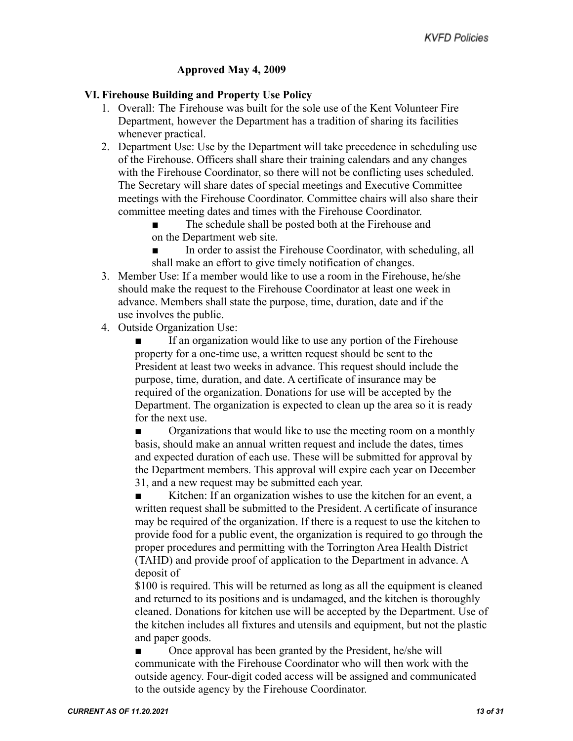**Approved May 4, 2009**

### VI. Firehouse Building and Property Use Policy

1. Overall: The Firehouse was built for the sole use of the Kent Volunteer Fire Department, however the Department has a tradition of sharing its facilities whenever practical.
2. Department Use: Use by the Department will take precedence in scheduling use of the Firehouse. Officers shall share their training calendars and any changes with the Firehouse Coordinator, so there will not be conflicting uses scheduled. The Secretary will share dates of special meetings and Executive Committee meetings with the Firehouse Coordinator. Committee chairs will also share their committee meeting dates and times with the Firehouse Coordinator.
   - The schedule shall be posted both at the Firehouse and on the Department web site.
   - In order to assist the Firehouse Coordinator, with scheduling, all shall make an effort to give timely notification of changes.
3. Member Use: If a member would like to use a room in the Firehouse, he/she should make the request to the Firehouse Coordinator at least one week in advance. Members shall state the purpose, time, duration, date and if the use involves the public.
4. Outside Organization Use:
   - If an organization would like to use any portion of the Firehouse property for a one-time use, a written request should be sent to the President at least two weeks in advance. This request should include the purpose, time, duration, and date. A certificate of insurance may be required of the organization. Donations for use will be accepted by the Department. The organization is expected to clean up the area so it is ready for the next use.
   - Organizations that would like to use the meeting room on a monthly basis, should make an annual written request and include the dates, times and expected duration of each use. These will be submitted for approval by the Department members. This approval will expire each year on December 31, and a new request may be submitted each year.
   - Kitchen: If an organization wishes to use the kitchen for an event, a written request shall be submitted to the President. A certificate of insurance may be required of the organization. If there is a request to use the kitchen to provide food for a public event, the organization is required to go through the proper procedures and permitting with the Torrington Area Health District (TAHD) and provide proof of application to the Department in advance. A deposit of $100 is required. This will be returned as long as all the equipment is cleaned and returned to its positions and is undamaged, and the kitchen is thoroughly cleaned. Donations for kitchen use will be accepted by the Department. Use of the kitchen includes all fixtures and utensils and equipment, but not the plastic and paper goods.
   - Once approval has been granted by the President, he/she will communicate with the Firehouse Coordinator who will then work with the outside agency. Four-digit coded access will be assigned and communicated to the outside agency by the Firehouse Coordinator.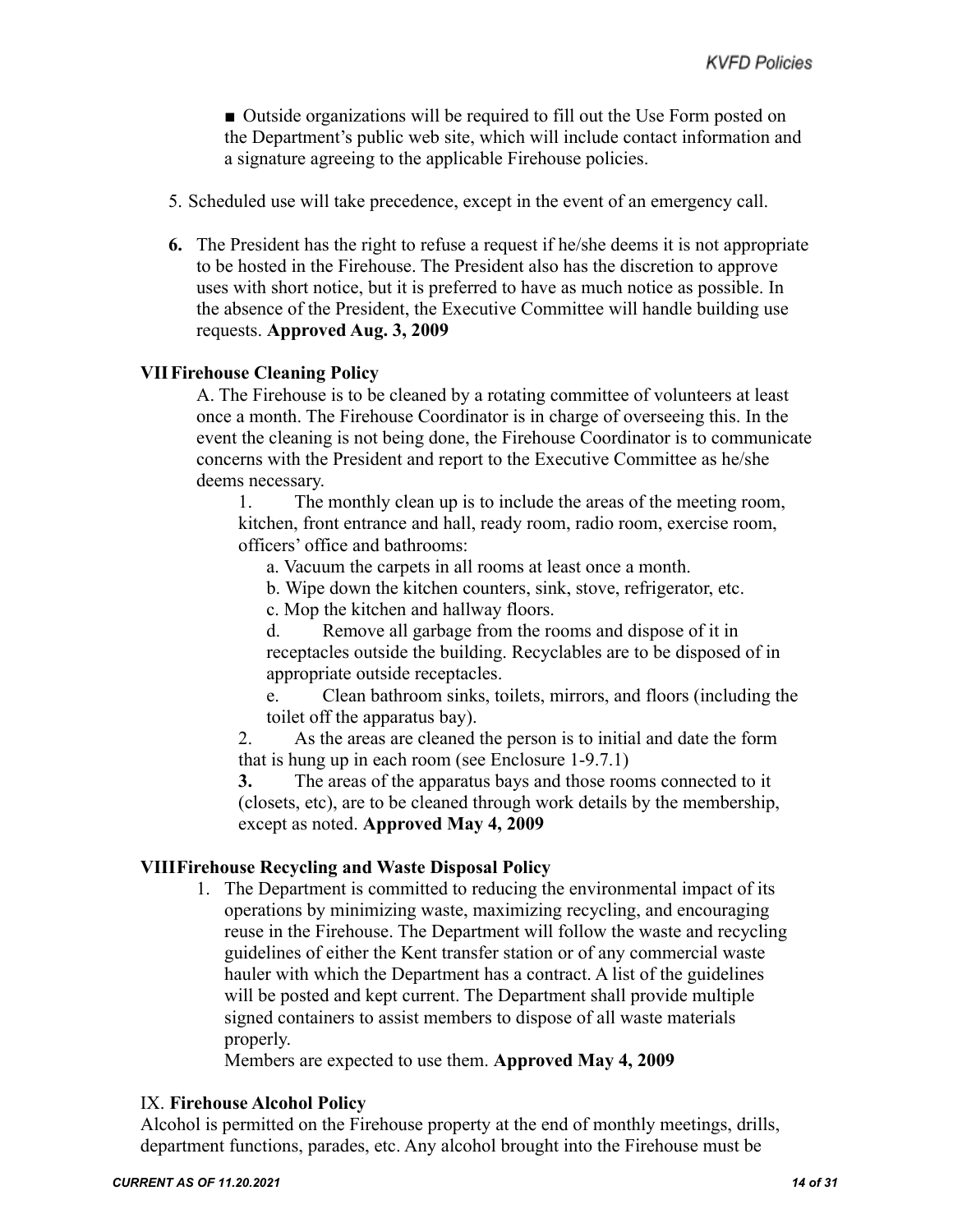- Outside organizations will be required to fill out the Use Form posted on the Department's public web site, which will include contact information and a signature agreeing to the applicable Firehouse policies.

5. Scheduled use will take precedence, except in the event of an emergency call.

6. The President has the right to refuse a request if he/she deems it is not appropriate to be hosted in the Firehouse. The President also has the discretion to approve uses with short notice, but it is preferred to have as much notice as possible. In the absence of the President, the Executive Committee will handle building use requests. **Approved Aug. 3, 2009**

### VII Firehouse Cleaning Policy

A. The Firehouse is to be cleaned by a rotating committee of volunteers at least once a month. The Firehouse Coordinator is in charge of overseeing this. In the event the cleaning is not being done, the Firehouse Coordinator is to communicate concerns with the President and report to the Executive Committee as he/she deems necessary.

1. The monthly clean up is to include the areas of the meeting room, kitchen, front entrance and hall, ready room, radio room, exercise room, officers' office and bathrooms:
   a. Vacuum the carpets in all rooms at least once a month.
   b. Wipe down the kitchen counters, sink, stove, refrigerator, etc.
   c. Mop the kitchen and hallway floors.
   d. Remove all garbage from the rooms and dispose of it in receptacles outside the building. Recyclables are to be disposed of in appropriate outside receptacles.
   e. Clean bathroom sinks, toilets, mirrors, and floors (including the toilet off the apparatus bay).
2. As the areas are cleaned the person is to initial and date the form that is hung up in each room (see Enclosure 1-9.7.1)
3. The areas of the apparatus bays and those rooms connected to it (closets, etc), are to be cleaned through work details by the membership, except as noted. **Approved May 4, 2009**

### VIII Firehouse Recycling and Waste Disposal Policy

1. The Department is committed to reducing the environmental impact of its operations by minimizing waste, maximizing recycling, and encouraging reuse in the Firehouse. The Department will follow the waste and recycling guidelines of either the Kent transfer station or of any commercial waste hauler with which the Department has a contract. A list of the guidelines will be posted and kept current. The Department shall provide multiple signed containers to assist members to dispose of all waste materials properly.
   Members are expected to use them. **Approved May 4, 2009**

### IX. Firehouse Alcohol Policy

Alcohol is permitted on the Firehouse property at the end of monthly meetings, drills, department functions, parades, etc. Any alcohol brought into the Firehouse must be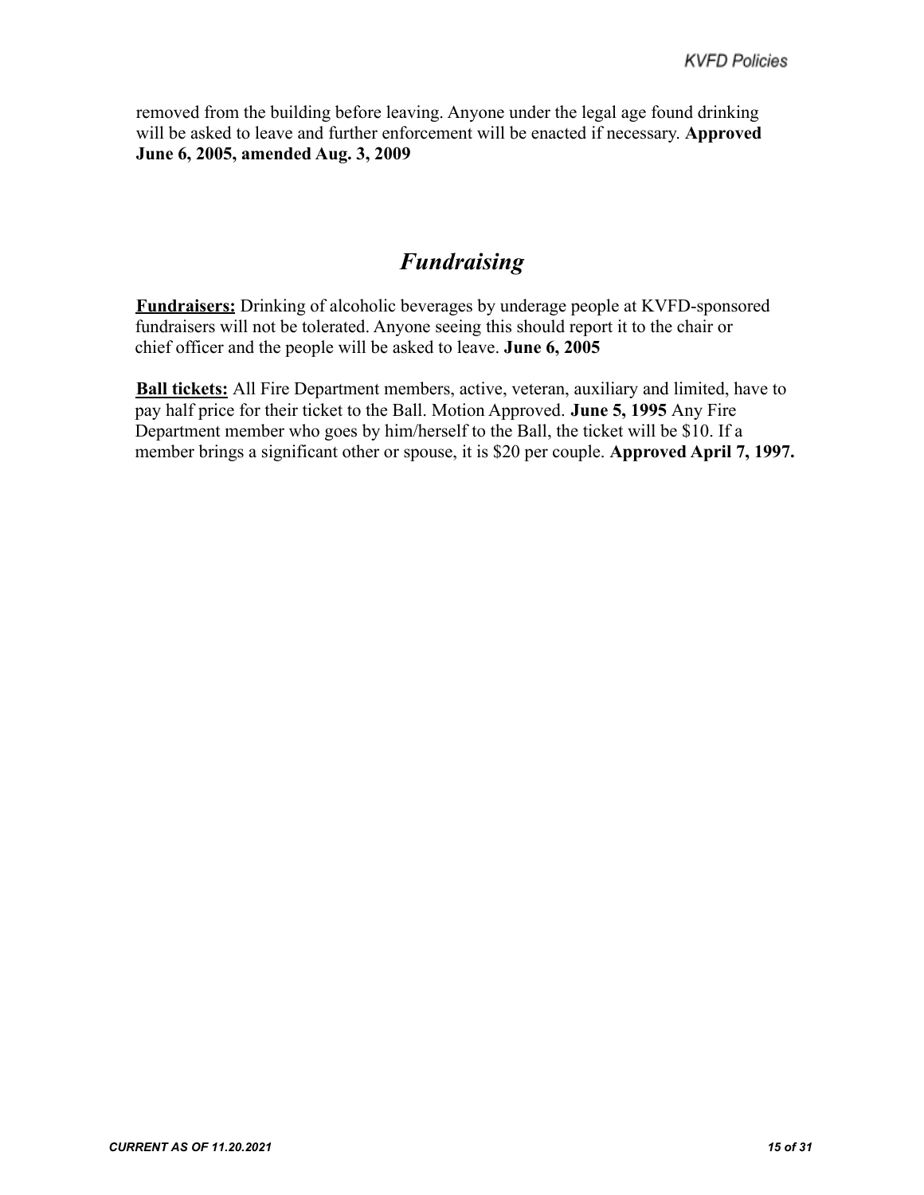removed from the building before leaving. Anyone under the legal age found drinking will be asked to leave and further enforcement will be enacted if necessary. **Approved June 6, 2005, amended Aug. 3, 2009**

## *Fundraising*

**Fundraisers:** Drinking of alcoholic beverages by underage people at KVFD-sponsored fundraisers will not be tolerated. Anyone seeing this should report it to the chair or chief officer and the people will be asked to leave. **June 6, 2005**

**Ball tickets:** All Fire Department members, active, veteran, auxiliary and limited, have to pay half price for their ticket to the Ball. Motion Approved. **June 5, 1995** Any Fire Department member who goes by him/herself to the Ball, the ticket will be $10. If a member brings a significant other or spouse, it is $20 per couple. **Approved April 7, 1997.**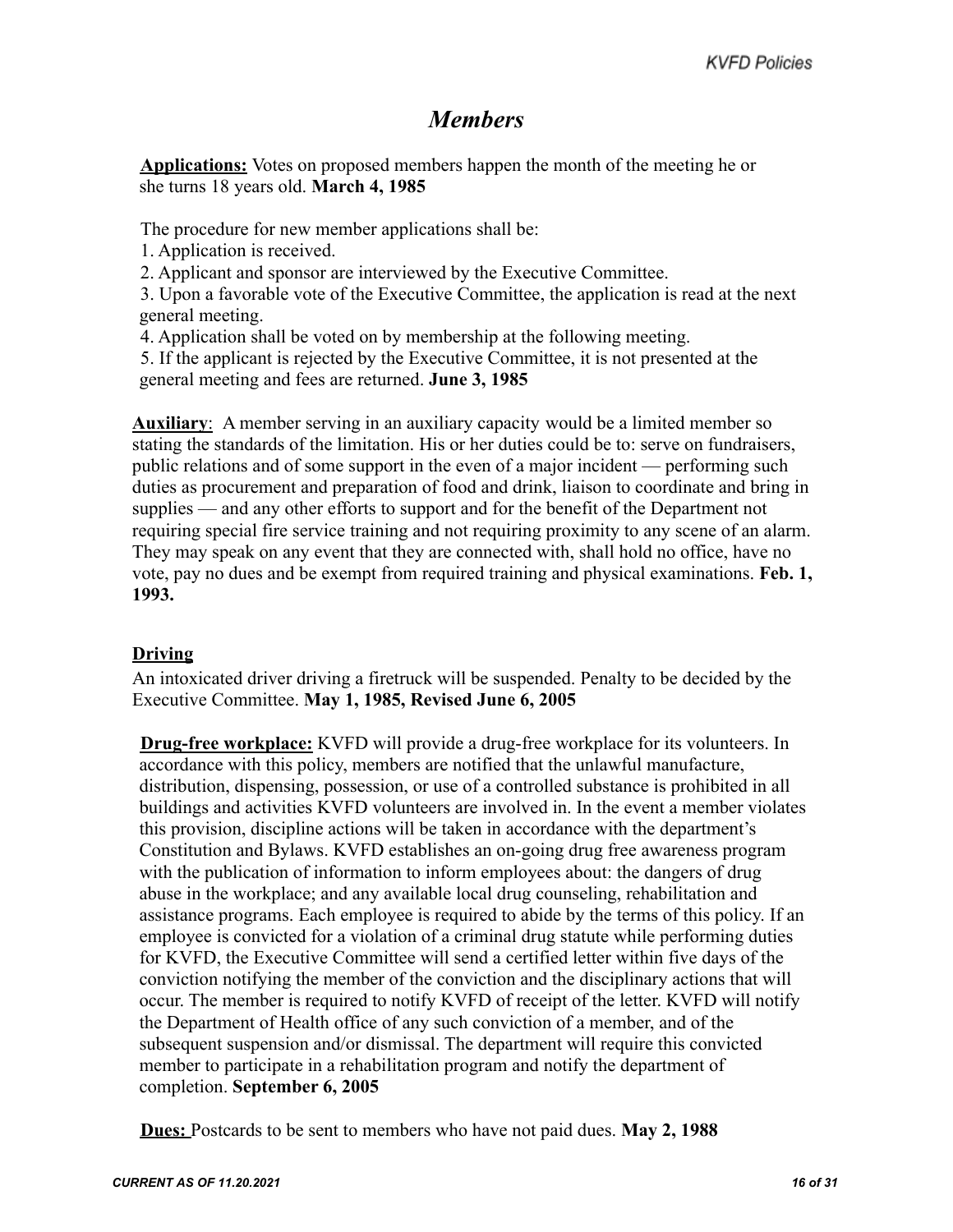# *Members*

**Applications:** Votes on proposed members happen the month of the meeting he or she turns 18 years old. **March 4, 1985**

The procedure for new member applications shall be:

1. Application is received.
2. Applicant and sponsor are interviewed by the Executive Committee.
3. Upon a favorable vote of the Executive Committee, the application is read at the next general meeting.
4. Application shall be voted on by membership at the following meeting.
5. If the applicant is rejected by the Executive Committee, it is not presented at the general meeting and fees are returned. **June 3, 1985**

**Auxiliary**: A member serving in an auxiliary capacity would be a limited member so stating the standards of the limitation. His or her duties could be to: serve on fundraisers, public relations and of some support in the even of a major incident — performing such duties as procurement and preparation of food and drink, liaison to coordinate and bring in supplies — and any other efforts to support and for the benefit of the Department not requiring special fire service training and not requiring proximity to any scene of an alarm. They may speak on any event that they are connected with, shall hold no office, have no vote, pay no dues and be exempt from required training and physical examinations. **Feb. 1, 1993.**

**Driving**

An intoxicated driver driving a firetruck will be suspended. Penalty to be decided by the Executive Committee. **May 1, 1985, Revised June 6, 2005**

**Drug-free workplace:** KVFD will provide a drug-free workplace for its volunteers. In accordance with this policy, members are notified that the unlawful manufacture, distribution, dispensing, possession, or use of a controlled substance is prohibited in all buildings and activities KVFD volunteers are involved in. In the event a member violates this provision, discipline actions will be taken in accordance with the department's Constitution and Bylaws. KVFD establishes an on-going drug free awareness program with the publication of information to inform employees about: the dangers of drug abuse in the workplace; and any available local drug counseling, rehabilitation and assistance programs. Each employee is required to abide by the terms of this policy. If an employee is convicted for a violation of a criminal drug statute while performing duties for KVFD, the Executive Committee will send a certified letter within five days of the conviction notifying the member of the conviction and the disciplinary actions that will occur. The member is required to notify KVFD of receipt of the letter. KVFD will notify the Department of Health office of any such conviction of a member, and of the subsequent suspension and/or dismissal. The department will require this convicted member to participate in a rehabilitation program and notify the department of completion. **September 6, 2005**

**Dues:** Postcards to be sent to members who have not paid dues. **May 2, 1988**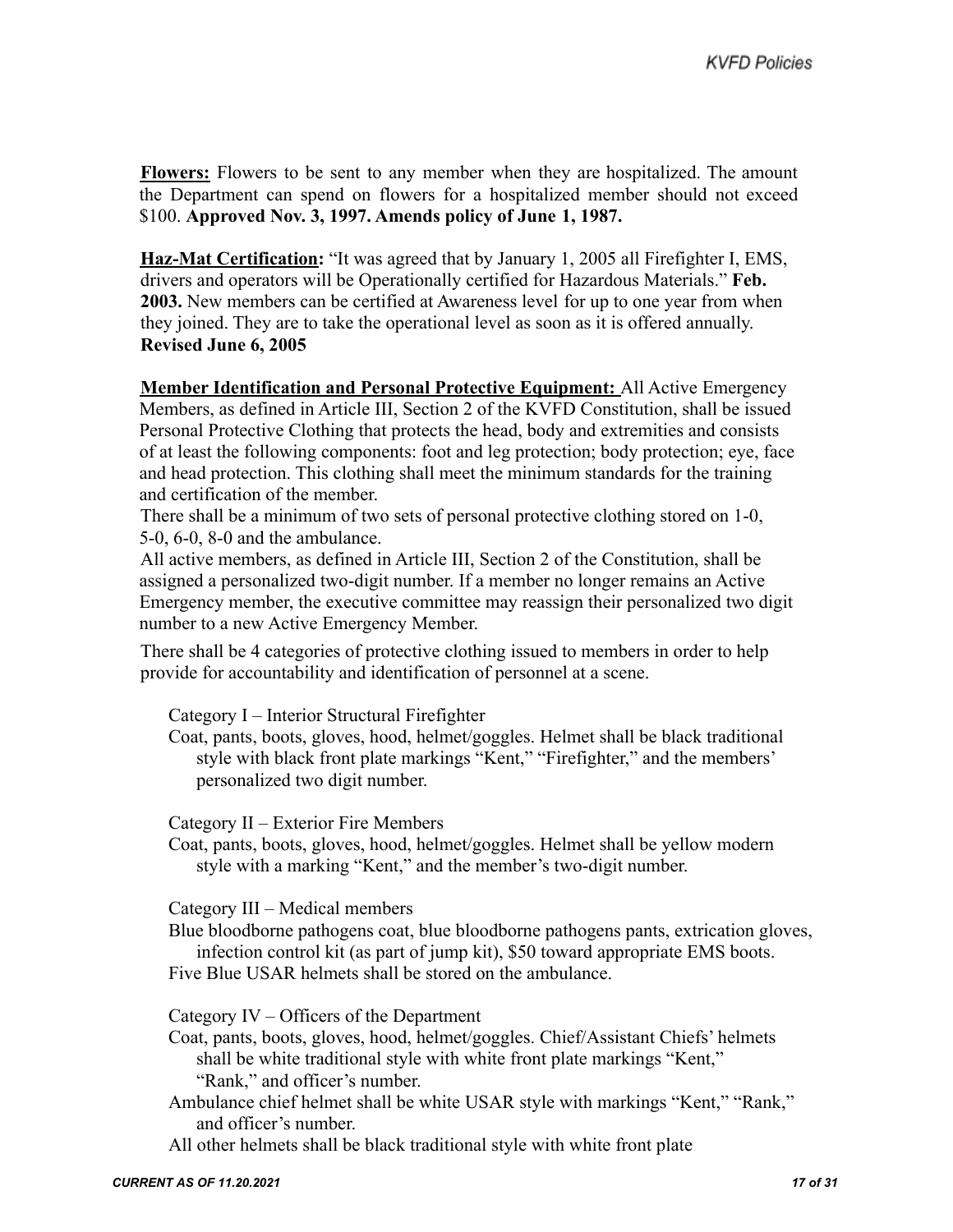**Flowers:** Flowers to be sent to any member when they are hospitalized. The amount the Department can spend on flowers for a hospitalized member should not exceed $100. **Approved Nov. 3, 1997. Amends policy of June 1, 1987.**

**Haz-Mat Certification:** "It was agreed that by January 1, 2005 all Firefighter I, EMS, drivers and operators will be Operationally certified for Hazardous Materials." **Feb. 2003.** New members can be certified at Awareness level for up to one year from when they joined. They are to take the operational level as soon as it is offered annually. **Revised June 6, 2005**

**Member Identification and Personal Protective Equipment:** All Active Emergency Members, as defined in Article III, Section 2 of the KVFD Constitution, shall be issued Personal Protective Clothing that protects the head, body and extremities and consists of at least the following components: foot and leg protection; body protection; eye, face and head protection. This clothing shall meet the minimum standards for the training and certification of the member.

There shall be a minimum of two sets of personal protective clothing stored on 1-0, 5-0, 6-0, 8-0 and the ambulance.

All active members, as defined in Article III, Section 2 of the Constitution, shall be assigned a personalized two-digit number. If a member no longer remains an Active Emergency member, the executive committee may reassign their personalized two digit number to a new Active Emergency Member.

There shall be 4 categories of protective clothing issued to members in order to help provide for accountability and identification of personnel at a scene.

Category I – Interior Structural Firefighter

Coat, pants, boots, gloves, hood, helmet/goggles. Helmet shall be black traditional style with black front plate markings "Kent," "Firefighter," and the members' personalized two digit number.

Category II – Exterior Fire Members

Coat, pants, boots, gloves, hood, helmet/goggles. Helmet shall be yellow modern style with a marking "Kent," and the member's two-digit number.

Category III – Medical members

Blue bloodborne pathogens coat, blue bloodborne pathogens pants, extrication gloves, infection control kit (as part of jump kit), $50 toward appropriate EMS boots.

Five Blue USAR helmets shall be stored on the ambulance.

Category IV – Officers of the Department

Coat, pants, boots, gloves, hood, helmet/goggles. Chief/Assistant Chiefs' helmets shall be white traditional style with white front plate markings "Kent," "Rank," and officer's number.

Ambulance chief helmet shall be white USAR style with markings "Kent," "Rank," and officer's number.

All other helmets shall be black traditional style with white front plate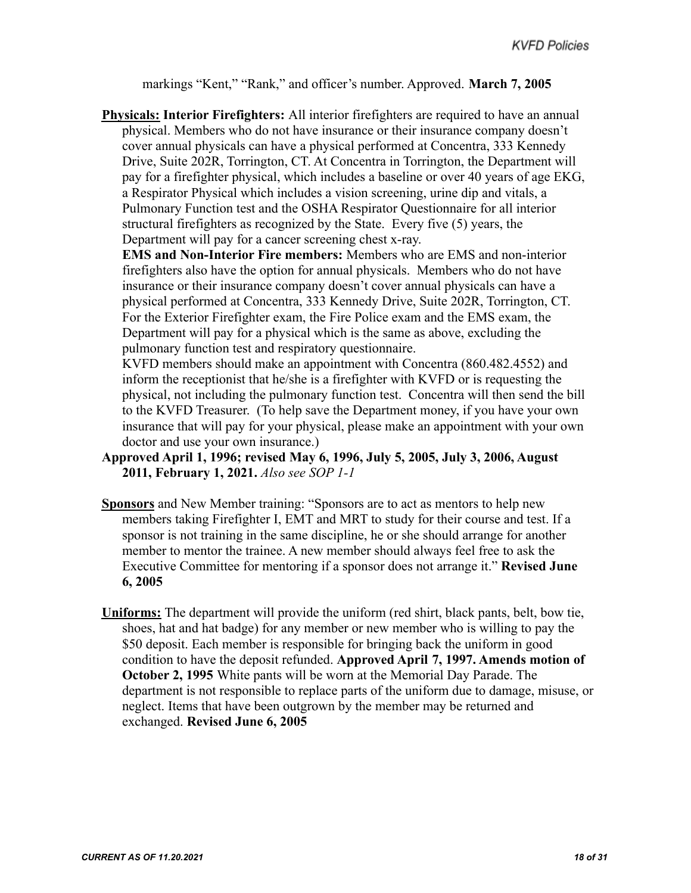markings “Kent,” “Rank,” and officer’s number. Approved. **March 7, 2005**

**<u>Physicals:</u> Interior Firefighters:** All interior firefighters are required to have an annual physical. Members who do not have insurance or their insurance company doesn’t cover annual physicals can have a physical performed at Concentra, 333 Kennedy Drive, Suite 202R, Torrington, CT. At Concentra in Torrington, the Department will pay for a firefighter physical, which includes a baseline or over 40 years of age EKG, a Respirator Physical which includes a vision screening, urine dip and vitals, a Pulmonary Function test and the OSHA Respirator Questionnaire for all interior structural firefighters as recognized by the State. Every five (5) years, the Department will pay for a cancer screening chest x-ray.

**EMS and Non-Interior Fire members:** Members who are EMS and non-interior firefighters also have the option for annual physicals. Members who do not have insurance or their insurance company doesn’t cover annual physicals can have a physical performed at Concentra, 333 Kennedy Drive, Suite 202R, Torrington, CT. For the Exterior Firefighter exam, the Fire Police exam and the EMS exam, the Department will pay for a physical which is the same as above, excluding the pulmonary function test and respiratory questionnaire.

KVFD members should make an appointment with Concentra (860.482.4552) and inform the receptionist that he/she is a firefighter with KVFD or is requesting the physical, not including the pulmonary function test. Concentra will then send the bill to the KVFD Treasurer. (To help save the Department money, if you have your own insurance that will pay for your physical, please make an appointment with your own doctor and use your own insurance.)

**Approved April 1, 1996; revised May 6, 1996, July 5, 2005, July 3, 2006, August 2011, February 1, 2021.** *Also see SOP 1-1*

**<u>Sponsors</u>** and New Member training: “Sponsors are to act as mentors to help new members taking Firefighter I, EMT and MRT to study for their course and test. If a sponsor is not training in the same discipline, he or she should arrange for another member to mentor the trainee. A new member should always feel free to ask the Executive Committee for mentoring if a sponsor does not arrange it.” **Revised June 6, 2005**

**<u>Uniforms:</u>** The department will provide the uniform (red shirt, black pants, belt, bow tie, shoes, hat and hat badge) for any member or new member who is willing to pay the $50 deposit. Each member is responsible for bringing back the uniform in good condition to have the deposit refunded. **Approved April 7, 1997. Amends motion of October 2, 1995** White pants will be worn at the Memorial Day Parade. The department is not responsible to replace parts of the uniform due to damage, misuse, or neglect. Items that have been outgrown by the member may be returned and exchanged. **Revised June 6, 2005**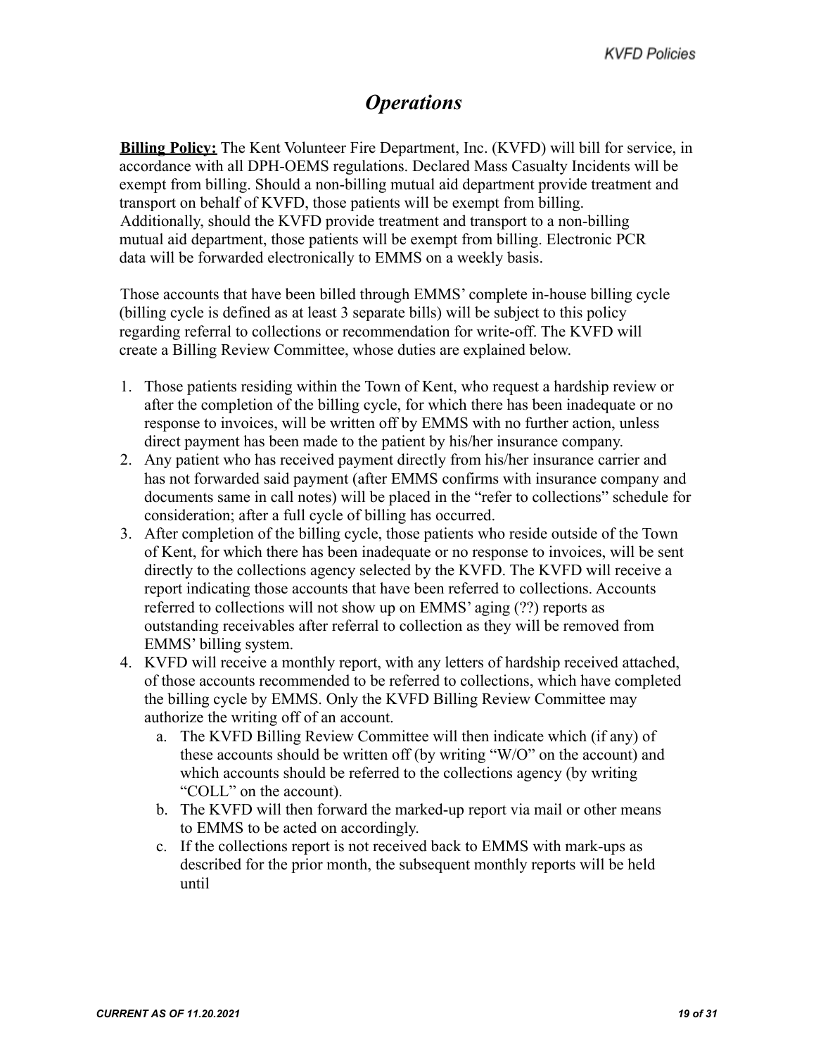# *Operations*

**Billing Policy:** The Kent Volunteer Fire Department, Inc. (KVFD) will bill for service, in accordance with all DPH-OEMS regulations. Declared Mass Casualty Incidents will be exempt from billing. Should a non-billing mutual aid department provide treatment and transport on behalf of KVFD, those patients will be exempt from billing. Additionally, should the KVFD provide treatment and transport to a non-billing mutual aid department, those patients will be exempt from billing. Electronic PCR data will be forwarded electronically to EMMS on a weekly basis.

Those accounts that have been billed through EMMS' complete in-house billing cycle (billing cycle is defined as at least 3 separate bills) will be subject to this policy regarding referral to collections or recommendation for write-off. The KVFD will create a Billing Review Committee, whose duties are explained below.

1. Those patients residing within the Town of Kent, who request a hardship review or after the completion of the billing cycle, for which there has been inadequate or no response to invoices, will be written off by EMMS with no further action, unless direct payment has been made to the patient by his/her insurance company.
2. Any patient who has received payment directly from his/her insurance carrier and has not forwarded said payment (after EMMS confirms with insurance company and documents same in call notes) will be placed in the "refer to collections" schedule for consideration; after a full cycle of billing has occurred.
3. After completion of the billing cycle, those patients who reside outside of the Town of Kent, for which there has been inadequate or no response to invoices, will be sent directly to the collections agency selected by the KVFD. The KVFD will receive a report indicating those accounts that have been referred to collections. Accounts referred to collections will not show up on EMMS' aging (??) reports as outstanding receivables after referral to collection as they will be removed from EMMS' billing system.
4. KVFD will receive a monthly report, with any letters of hardship received attached, of those accounts recommended to be referred to collections, which have completed the billing cycle by EMMS. Only the KVFD Billing Review Committee may authorize the writing off of an account.
   a. The KVFD Billing Review Committee will then indicate which (if any) of these accounts should be written off (by writing "W/O" on the account) and which accounts should be referred to the collections agency (by writing "COLL" on the account).
   b. The KVFD will then forward the marked-up report via mail or other means to EMMS to be acted on accordingly.
   c. If the collections report is not received back to EMMS with mark-ups as described for the prior month, the subsequent monthly reports will be held until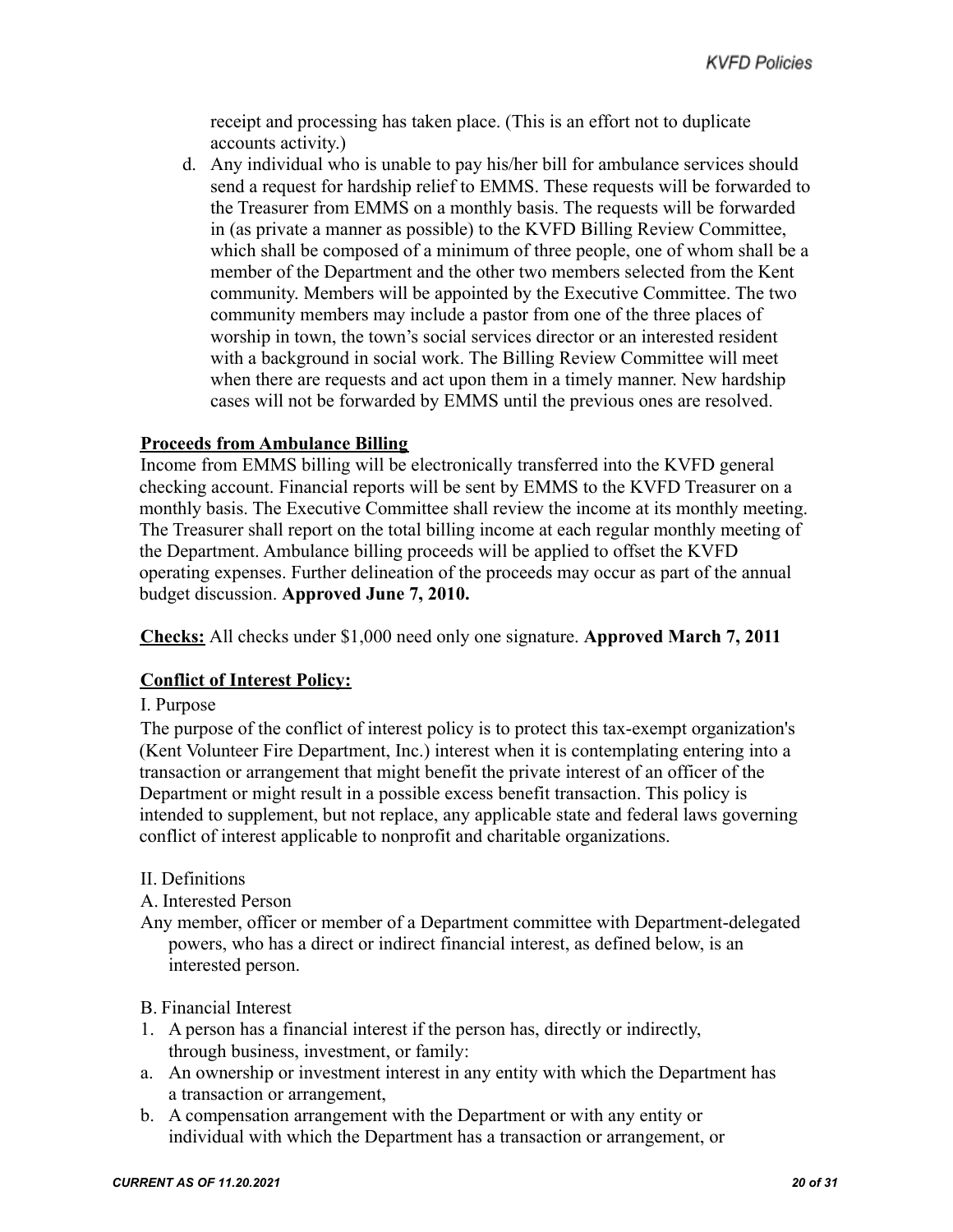receipt and processing has taken place. (This is an effort not to duplicate accounts activity.)

d. Any individual who is unable to pay his/her bill for ambulance services should send a request for hardship relief to EMMS. These requests will be forwarded to the Treasurer from EMMS on a monthly basis. The requests will be forwarded in (as private a manner as possible) to the KVFD Billing Review Committee, which shall be composed of a minimum of three people, one of whom shall be a member of the Department and the other two members selected from the Kent community. Members will be appointed by the Executive Committee. The two community members may include a pastor from one of the three places of worship in town, the town's social services director or an interested resident with a background in social work. The Billing Review Committee will meet when there are requests and act upon them in a timely manner. New hardship cases will not be forwarded by EMMS until the previous ones are resolved.

**Proceeds from Ambulance Billing**

Income from EMMS billing will be electronically transferred into the KVFD general checking account. Financial reports will be sent by EMMS to the KVFD Treasurer on a monthly basis. The Executive Committee shall review the income at its monthly meeting. The Treasurer shall report on the total billing income at each regular monthly meeting of the Department. Ambulance billing proceeds will be applied to offset the KVFD operating expenses. Further delineation of the proceeds may occur as part of the annual budget discussion. **Approved June 7, 2010.**

**Checks:** All checks under $1,000 need only one signature. **Approved March 7, 2011**

**Conflict of Interest Policy:**

I. Purpose

The purpose of the conflict of interest policy is to protect this tax-exempt organization's (Kent Volunteer Fire Department, Inc.) interest when it is contemplating entering into a transaction or arrangement that might benefit the private interest of an officer of the Department or might result in a possible excess benefit transaction. This policy is intended to supplement, but not replace, any applicable state and federal laws governing conflict of interest applicable to nonprofit and charitable organizations.

II. Definitions

A. Interested Person

Any member, officer or member of a Department committee with Department-delegated powers, who has a direct or indirect financial interest, as defined below, is an interested person.

B. Financial Interest

1. A person has a financial interest if the person has, directly or indirectly, through business, investment, or family:

a. An ownership or investment interest in any entity with which the Department has a transaction or arrangement,

b. A compensation arrangement with the Department or with any entity or individual with which the Department has a transaction or arrangement, or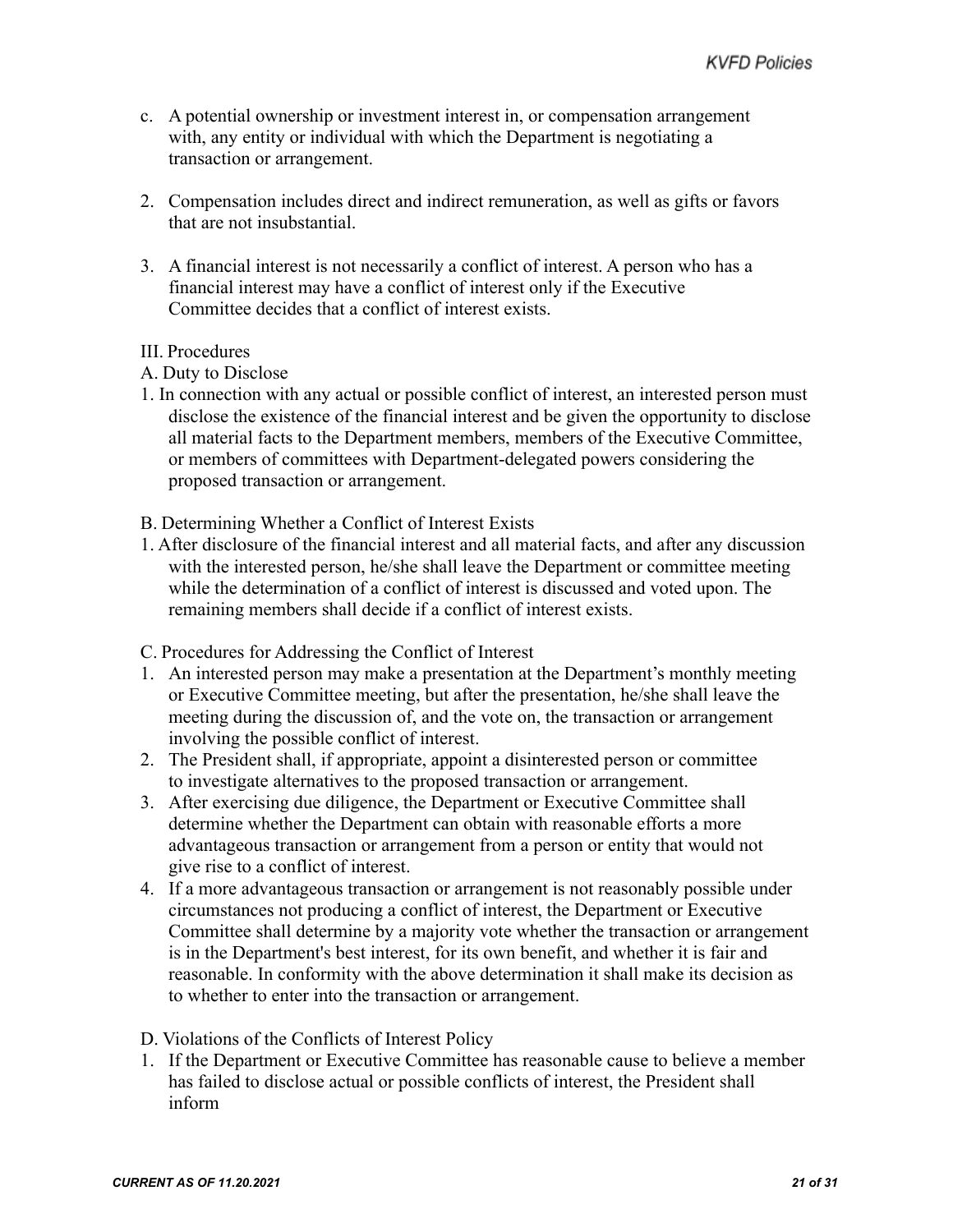c. A potential ownership or investment interest in, or compensation arrangement with, any entity or individual with which the Department is negotiating a transaction or arrangement.

2. Compensation includes direct and indirect remuneration, as well as gifts or favors that are not insubstantial.

3. A financial interest is not necessarily a conflict of interest. A person who has a financial interest may have a conflict of interest only if the Executive Committee decides that a conflict of interest exists.

III. Procedures

A. Duty to Disclose

1. In connection with any actual or possible conflict of interest, an interested person must disclose the existence of the financial interest and be given the opportunity to disclose all material facts to the Department members, members of the Executive Committee, or members of committees with Department-delegated powers considering the proposed transaction or arrangement.

B. Determining Whether a Conflict of Interest Exists

1. After disclosure of the financial interest and all material facts, and after any discussion with the interested person, he/she shall leave the Department or committee meeting while the determination of a conflict of interest is discussed and voted upon. The remaining members shall decide if a conflict of interest exists.

C. Procedures for Addressing the Conflict of Interest

1. An interested person may make a presentation at the Department's monthly meeting or Executive Committee meeting, but after the presentation, he/she shall leave the meeting during the discussion of, and the vote on, the transaction or arrangement involving the possible conflict of interest.
2. The President shall, if appropriate, appoint a disinterested person or committee to investigate alternatives to the proposed transaction or arrangement.
3. After exercising due diligence, the Department or Executive Committee shall determine whether the Department can obtain with reasonable efforts a more advantageous transaction or arrangement from a person or entity that would not give rise to a conflict of interest.
4. If a more advantageous transaction or arrangement is not reasonably possible under circumstances not producing a conflict of interest, the Department or Executive Committee shall determine by a majority vote whether the transaction or arrangement is in the Department's best interest, for its own benefit, and whether it is fair and reasonable. In conformity with the above determination it shall make its decision as to whether to enter into the transaction or arrangement.

D. Violations of the Conflicts of Interest Policy

1. If the Department or Executive Committee has reasonable cause to believe a member has failed to disclose actual or possible conflicts of interest, the President shall inform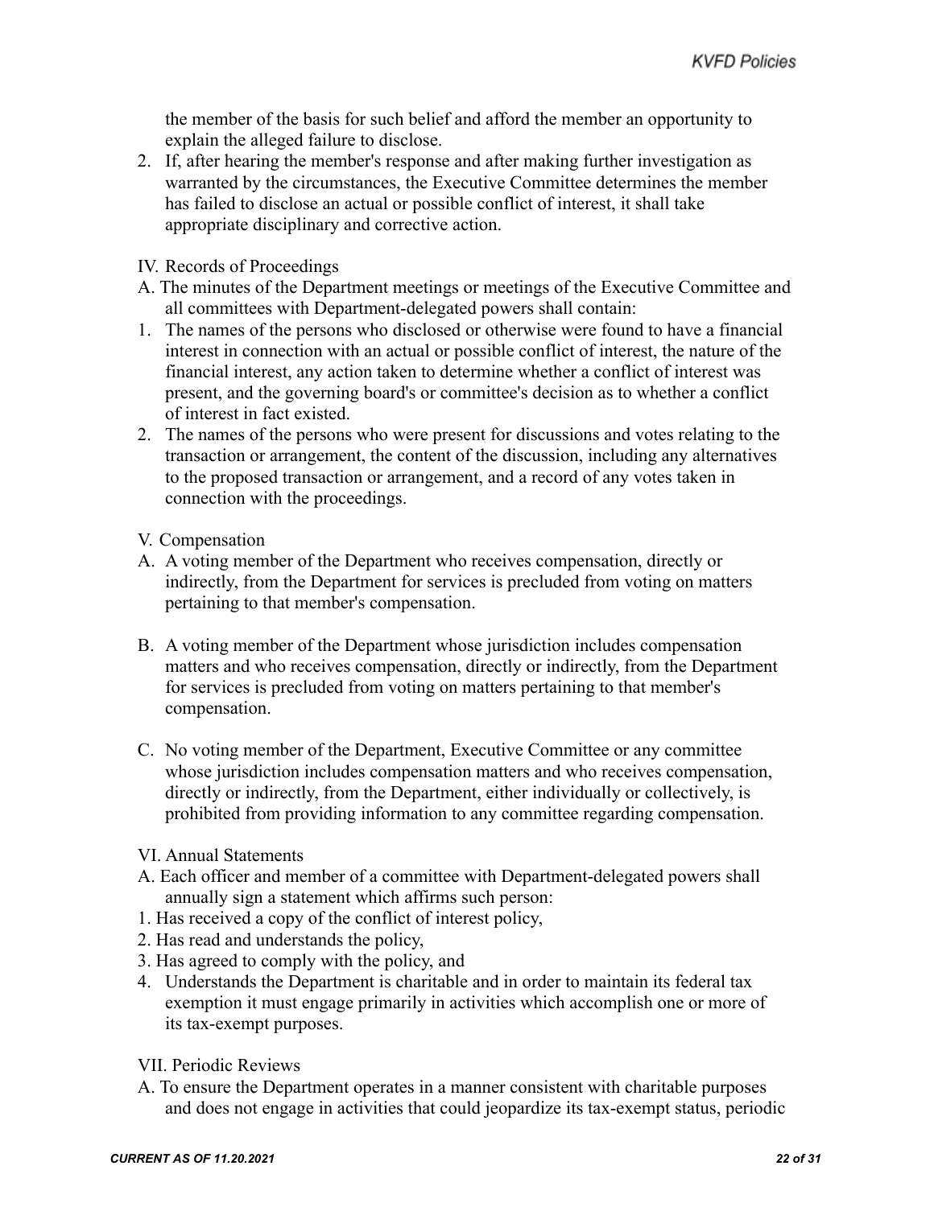the member of the basis for such belief and afford the member an opportunity to explain the alleged failure to disclose.

2. If, after hearing the member's response and after making further investigation as warranted by the circumstances, the Executive Committee determines the member has failed to disclose an actual or possible conflict of interest, it shall take appropriate disciplinary and corrective action.

IV. Records of Proceedings

A. The minutes of the Department meetings or meetings of the Executive Committee and all committees with Department-delegated powers shall contain:

1. The names of the persons who disclosed or otherwise were found to have a financial interest in connection with an actual or possible conflict of interest, the nature of the financial interest, any action taken to determine whether a conflict of interest was present, and the governing board's or committee's decision as to whether a conflict of interest in fact existed.
2. The names of the persons who were present for discussions and votes relating to the transaction or arrangement, the content of the discussion, including any alternatives to the proposed transaction or arrangement, and a record of any votes taken in connection with the proceedings.

V. Compensation

A. A voting member of the Department who receives compensation, directly or indirectly, from the Department for services is precluded from voting on matters pertaining to that member's compensation.

B. A voting member of the Department whose jurisdiction includes compensation matters and who receives compensation, directly or indirectly, from the Department for services is precluded from voting on matters pertaining to that member's compensation.

C. No voting member of the Department, Executive Committee or any committee whose jurisdiction includes compensation matters and who receives compensation, directly or indirectly, from the Department, either individually or collectively, is prohibited from providing information to any committee regarding compensation.

VI. Annual Statements

A. Each officer and member of a committee with Department-delegated powers shall annually sign a statement which affirms such person:

1. Has received a copy of the conflict of interest policy,
2. Has read and understands the policy,
3. Has agreed to comply with the policy, and
4. Understands the Department is charitable and in order to maintain its federal tax exemption it must engage primarily in activities which accomplish one or more of its tax-exempt purposes.

VII. Periodic Reviews

A. To ensure the Department operates in a manner consistent with charitable purposes and does not engage in activities that could jeopardize its tax-exempt status, periodic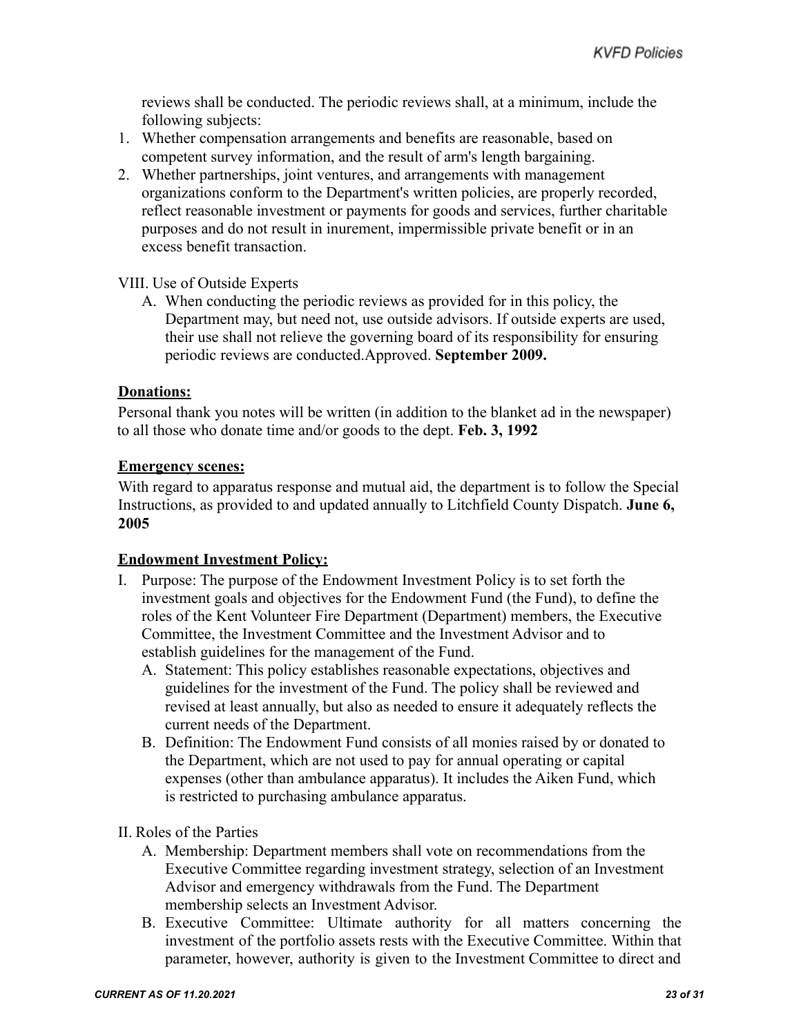reviews shall be conducted. The periodic reviews shall, at a minimum, include the following subjects:

1. Whether compensation arrangements and benefits are reasonable, based on competent survey information, and the result of arm's length bargaining.
2. Whether partnerships, joint ventures, and arrangements with management organizations conform to the Department's written policies, are properly recorded, reflect reasonable investment or payments for goods and services, further charitable purposes and do not result in inurement, impermissible private benefit or in an excess benefit transaction.

VIII. Use of Outside Experts

A. When conducting the periodic reviews as provided for in this policy, the Department may, but need not, use outside advisors. If outside experts are used, their use shall not relieve the governing board of its responsibility for ensuring periodic reviews are conducted.Approved. **September 2009.**

**Donations:**

Personal thank you notes will be written (in addition to the blanket ad in the newspaper) to all those who donate time and/or goods to the dept. **Feb. 3, 1992**

**Emergency scenes:**

With regard to apparatus response and mutual aid, the department is to follow the Special Instructions, as provided to and updated annually to Litchfield County Dispatch. **June 6, 2005**

**Endowment Investment Policy:**

I. Purpose: The purpose of the Endowment Investment Policy is to set forth the investment goals and objectives for the Endowment Fund (the Fund), to define the roles of the Kent Volunteer Fire Department (Department) members, the Executive Committee, the Investment Committee and the Investment Advisor and to establish guidelines for the management of the Fund.
   A. Statement: This policy establishes reasonable expectations, objectives and guidelines for the investment of the Fund. The policy shall be reviewed and revised at least annually, but also as needed to ensure it adequately reflects the current needs of the Department.
   B. Definition: The Endowment Fund consists of all monies raised by or donated to the Department, which are not used to pay for annual operating or capital expenses (other than ambulance apparatus). It includes the Aiken Fund, which is restricted to purchasing ambulance apparatus.

II. Roles of the Parties
   A. Membership: Department members shall vote on recommendations from the Executive Committee regarding investment strategy, selection of an Investment Advisor and emergency withdrawals from the Fund. The Department membership selects an Investment Advisor.
   B. Executive Committee: Ultimate authority for all matters concerning the investment of the portfolio assets rests with the Executive Committee. Within that parameter, however, authority is given to the Investment Committee to direct and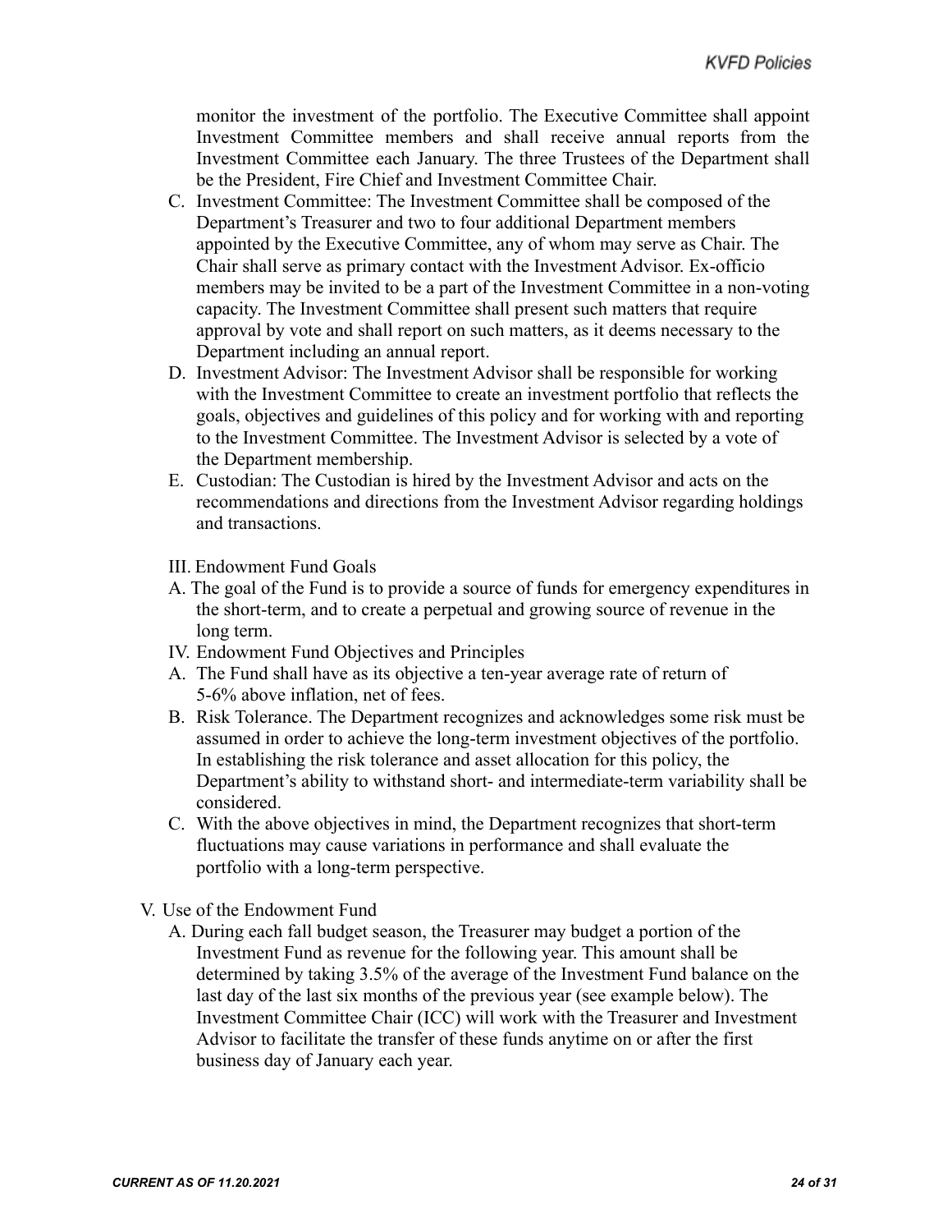monitor the investment of the portfolio. The Executive Committee shall appoint Investment Committee members and shall receive annual reports from the Investment Committee each January. The three Trustees of the Department shall be the President, Fire Chief and Investment Committee Chair.

C. Investment Committee: The Investment Committee shall be composed of the Department's Treasurer and two to four additional Department members appointed by the Executive Committee, any of whom may serve as Chair. The Chair shall serve as primary contact with the Investment Advisor. Ex-officio members may be invited to be a part of the Investment Committee in a non-voting capacity. The Investment Committee shall present such matters that require approval by vote and shall report on such matters, as it deems necessary to the Department including an annual report.

D. Investment Advisor: The Investment Advisor shall be responsible for working with the Investment Committee to create an investment portfolio that reflects the goals, objectives and guidelines of this policy and for working with and reporting to the Investment Committee. The Investment Advisor is selected by a vote of the Department membership.

E. Custodian: The Custodian is hired by the Investment Advisor and acts on the recommendations and directions from the Investment Advisor regarding holdings and transactions.

III. Endowment Fund Goals

A. The goal of the Fund is to provide a source of funds for emergency expenditures in the short-term, and to create a perpetual and growing source of revenue in the long term.

IV. Endowment Fund Objectives and Principles

A. The Fund shall have as its objective a ten-year average rate of return of 5-6% above inflation, net of fees.

B. Risk Tolerance. The Department recognizes and acknowledges some risk must be assumed in order to achieve the long-term investment objectives of the portfolio. In establishing the risk tolerance and asset allocation for this policy, the Department's ability to withstand short- and intermediate-term variability shall be considered.

C. With the above objectives in mind, the Department recognizes that short-term fluctuations may cause variations in performance and shall evaluate the portfolio with a long-term perspective.

V. Use of the Endowment Fund

A. During each fall budget season, the Treasurer may budget a portion of the Investment Fund as revenue for the following year. This amount shall be determined by taking 3.5% of the average of the Investment Fund balance on the last day of the last six months of the previous year (see example below). The Investment Committee Chair (ICC) will work with the Treasurer and Investment Advisor to facilitate the transfer of these funds anytime on or after the first business day of January each year.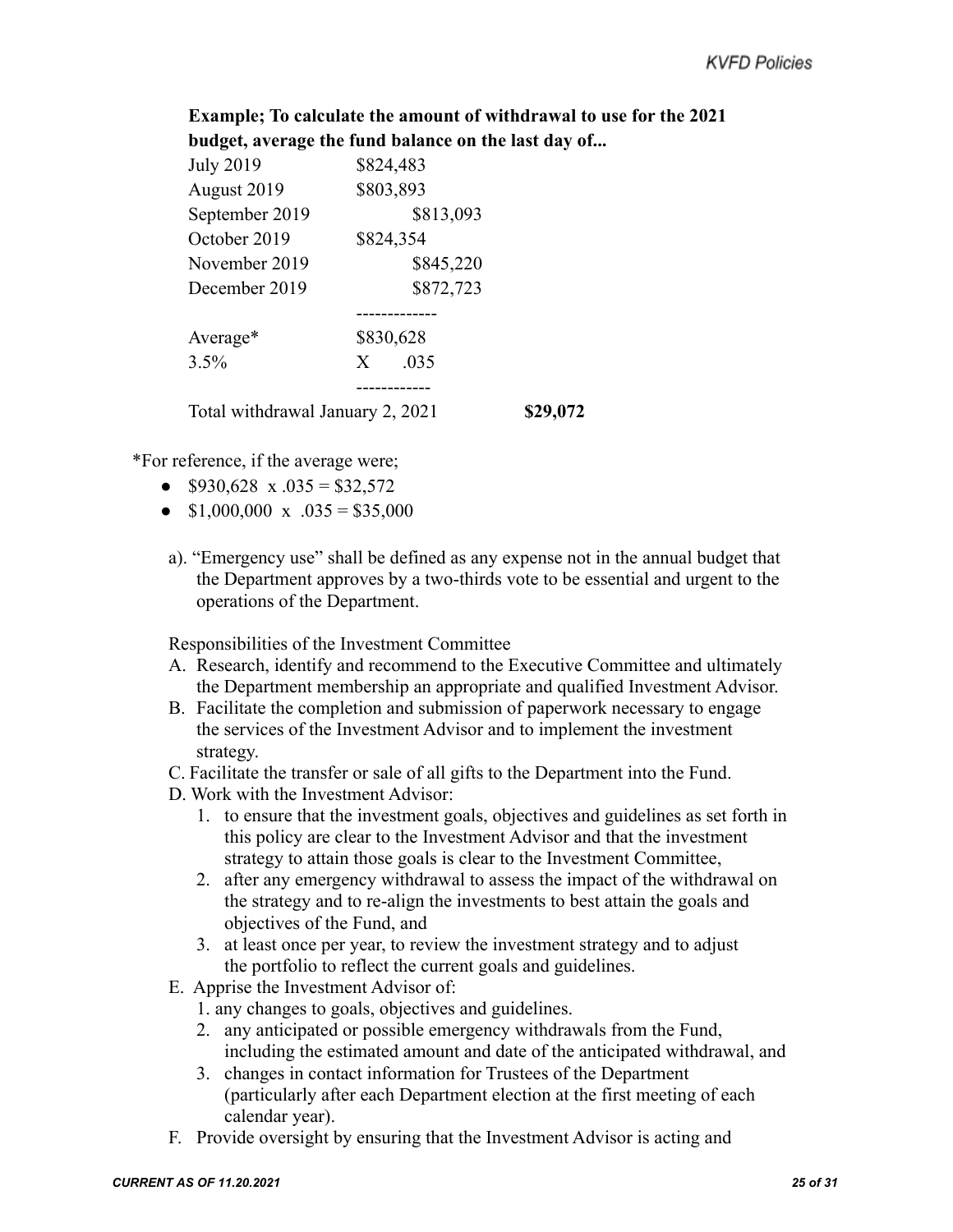**Example; To calculate the amount of withdrawal to use for the 2021 budget, average the fund balance on the last day of...**

| | | |
|---|---|---|
| July 2019 | $824,483 | |
| August 2019 | $803,893 | |
| September 2019 | $813,093 | |
| October 2019 | $824,354 | |
| November 2019 | $845,220 | |
| December 2019 | $872,723 | |
| Average* | $830,628 | |
| 3.5% | X .035 | |
| Total withdrawal January 2, 2021 | | **$29,072** |

*For reference, if the average were;

- $930,628 x .035 = $32,572
- $1,000,000 x .035 = $35,000

a). "Emergency use" shall be defined as any expense not in the annual budget that the Department approves by a two-thirds vote to be essential and urgent to the operations of the Department.

Responsibilities of the Investment Committee

A. Research, identify and recommend to the Executive Committee and ultimately the Department membership an appropriate and qualified Investment Advisor.

B. Facilitate the completion and submission of paperwork necessary to engage the services of the Investment Advisor and to implement the investment strategy.

C. Facilitate the transfer or sale of all gifts to the Department into the Fund.

D. Work with the Investment Advisor:
   1. to ensure that the investment goals, objectives and guidelines as set forth in this policy are clear to the Investment Advisor and that the investment strategy to attain those goals is clear to the Investment Committee,
   2. after any emergency withdrawal to assess the impact of the withdrawal on the strategy and to re-align the investments to best attain the goals and objectives of the Fund, and
   3. at least once per year, to review the investment strategy and to adjust the portfolio to reflect the current goals and guidelines.

E. Apprise the Investment Advisor of:
   1. any changes to goals, objectives and guidelines.
   2. any anticipated or possible emergency withdrawals from the Fund, including the estimated amount and date of the anticipated withdrawal, and
   3. changes in contact information for Trustees of the Department (particularly after each Department election at the first meeting of each calendar year).

F. Provide oversight by ensuring that the Investment Advisor is acting and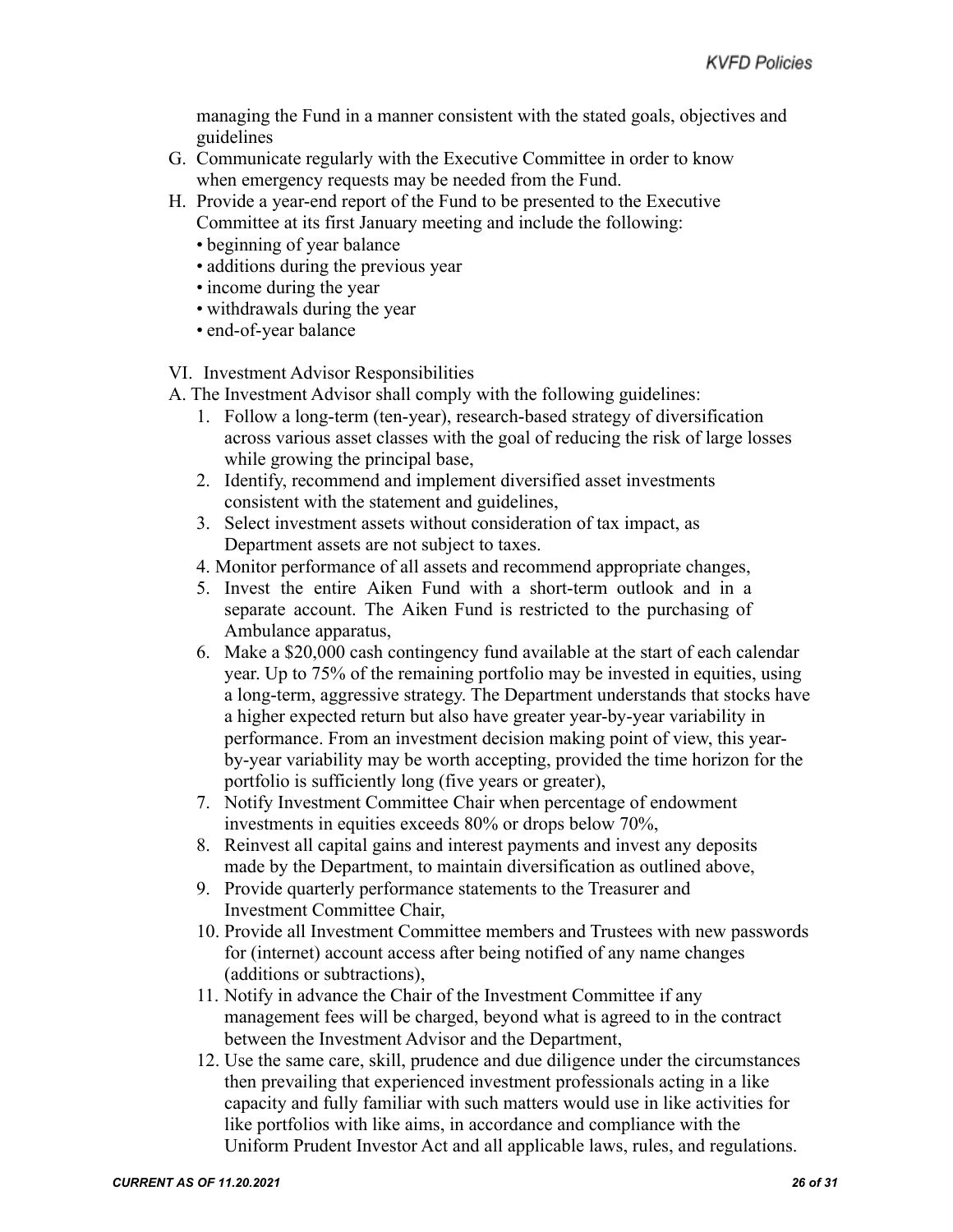managing the Fund in a manner consistent with the stated goals, objectives and guidelines

G. Communicate regularly with the Executive Committee in order to know when emergency requests may be needed from the Fund.
H. Provide a year-end report of the Fund to be presented to the Executive Committee at its first January meeting and include the following:
   - beginning of year balance
   - additions during the previous year
   - income during the year
   - withdrawals during the year
   - end-of-year balance

VI. Investment Advisor Responsibilities

A. The Investment Advisor shall comply with the following guidelines:

1. Follow a long-term (ten-year), research-based strategy of diversification across various asset classes with the goal of reducing the risk of large losses while growing the principal base,
2. Identify, recommend and implement diversified asset investments consistent with the statement and guidelines,
3. Select investment assets without consideration of tax impact, as Department assets are not subject to taxes.
4. Monitor performance of all assets and recommend appropriate changes,
5. Invest the entire Aiken Fund with a short-term outlook and in a separate account. The Aiken Fund is restricted to the purchasing of Ambulance apparatus,
6. Make a $20,000 cash contingency fund available at the start of each calendar year. Up to 75% of the remaining portfolio may be invested in equities, using a long-term, aggressive strategy. The Department understands that stocks have a higher expected return but also have greater year-by-year variability in performance. From an investment decision making point of view, this year-by-year variability may be worth accepting, provided the time horizon for the portfolio is sufficiently long (five years or greater),
7. Notify Investment Committee Chair when percentage of endowment investments in equities exceeds 80% or drops below 70%,
8. Reinvest all capital gains and interest payments and invest any deposits made by the Department, to maintain diversification as outlined above,
9. Provide quarterly performance statements to the Treasurer and Investment Committee Chair,
10. Provide all Investment Committee members and Trustees with new passwords for (internet) account access after being notified of any name changes (additions or subtractions),
11. Notify in advance the Chair of the Investment Committee if any management fees will be charged, beyond what is agreed to in the contract between the Investment Advisor and the Department,
12. Use the same care, skill, prudence and due diligence under the circumstances then prevailing that experienced investment professionals acting in a like capacity and fully familiar with such matters would use in like activities for like portfolios with like aims, in accordance and compliance with the Uniform Prudent Investor Act and all applicable laws, rules, and regulations.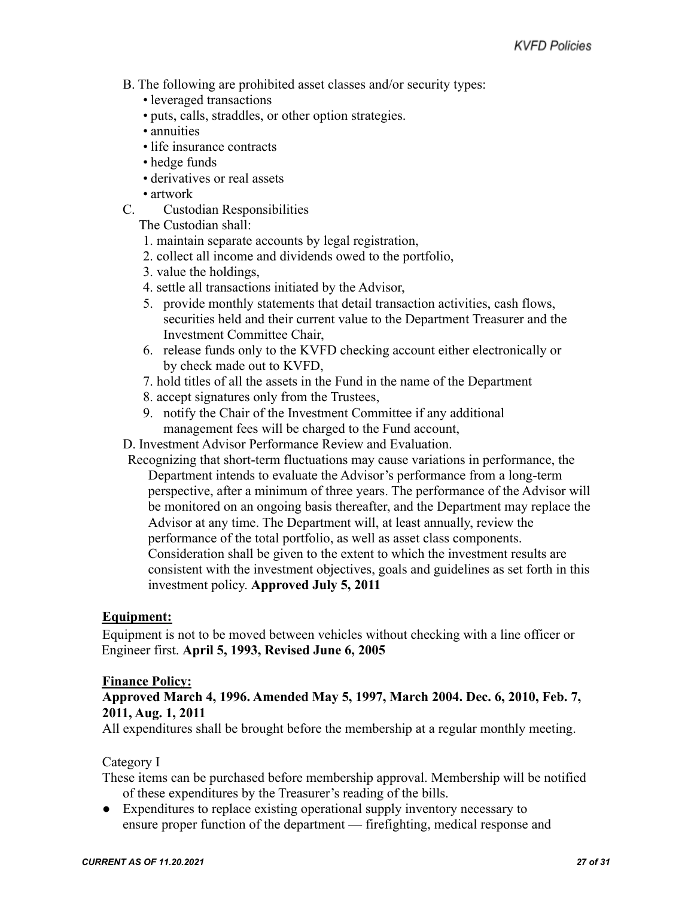B. The following are prohibited asset classes and/or security types:

- leveraged transactions
- puts, calls, straddles, or other option strategies.
- annuities
- life insurance contracts
- hedge funds
- derivatives or real assets
- artwork

C. Custodian Responsibilities

The Custodian shall:

1. maintain separate accounts by legal registration,
2. collect all income and dividends owed to the portfolio,
3. value the holdings,
4. settle all transactions initiated by the Advisor,
5. provide monthly statements that detail transaction activities, cash flows, securities held and their current value to the Department Treasurer and the Investment Committee Chair,
6. release funds only to the KVFD checking account either electronically or by check made out to KVFD,
7. hold titles of all the assets in the Fund in the name of the Department
8. accept signatures only from the Trustees,
9. notify the Chair of the Investment Committee if any additional management fees will be charged to the Fund account,

D. Investment Advisor Performance Review and Evaluation.

Recognizing that short-term fluctuations may cause variations in performance, the Department intends to evaluate the Advisor's performance from a long-term perspective, after a minimum of three years. The performance of the Advisor will be monitored on an ongoing basis thereafter, and the Department may replace the Advisor at any time. The Department will, at least annually, review the performance of the total portfolio, as well as asset class components. Consideration shall be given to the extent to which the investment results are consistent with the investment objectives, goals and guidelines as set forth in this investment policy. **Approved July 5, 2011**

**Equipment:**

Equipment is not to be moved between vehicles without checking with a line officer or Engineer first. **April 5, 1993, Revised June 6, 2005**

**Finance Policy:**

**Approved March 4, 1996. Amended May 5, 1997, March 2004. Dec. 6, 2010, Feb. 7, 2011, Aug. 1, 2011**

All expenditures shall be brought before the membership at a regular monthly meeting.

Category I

These items can be purchased before membership approval. Membership will be notified of these expenditures by the Treasurer's reading of the bills.

- Expenditures to replace existing operational supply inventory necessary to ensure proper function of the department — firefighting, medical response and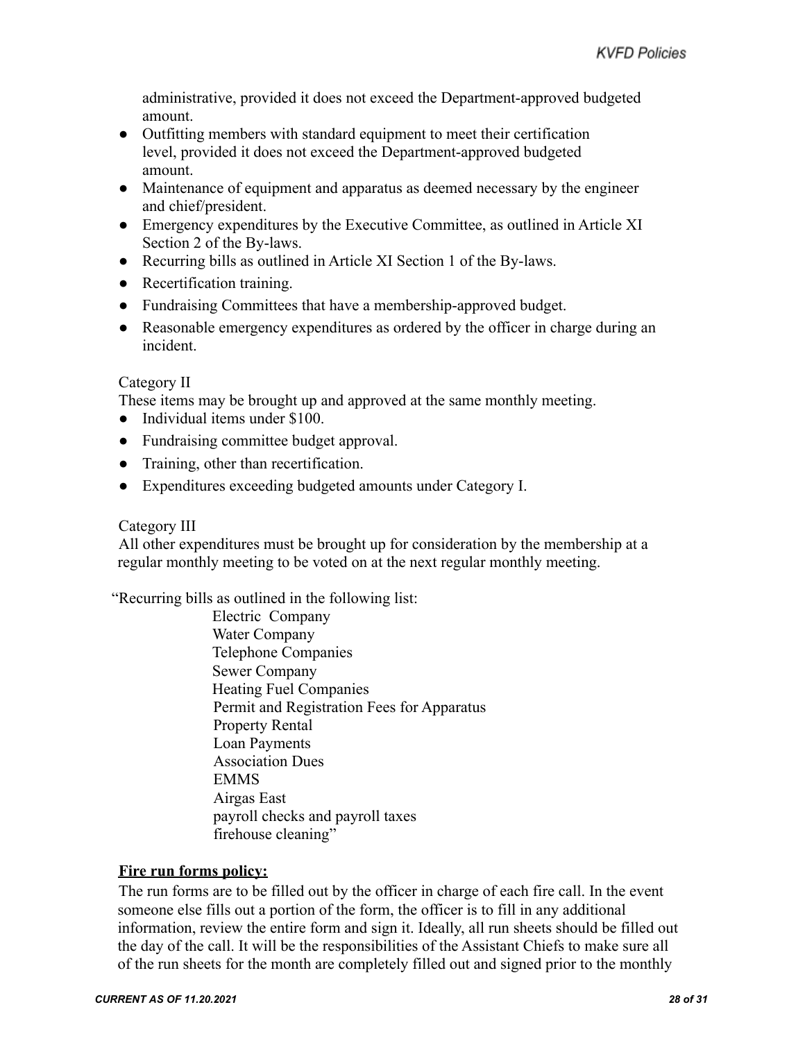administrative, provided it does not exceed the Department-approved budgeted amount.

- Outfitting members with standard equipment to meet their certification level, provided it does not exceed the Department-approved budgeted amount.
- Maintenance of equipment and apparatus as deemed necessary by the engineer and chief/president.
- Emergency expenditures by the Executive Committee, as outlined in Article XI Section 2 of the By-laws.
- Recurring bills as outlined in Article XI Section 1 of the By-laws.
- Recertification training.
- Fundraising Committees that have a membership-approved budget.
- Reasonable emergency expenditures as ordered by the officer in charge during an incident.

Category II

These items may be brought up and approved at the same monthly meeting.

- Individual items under $100.
- Fundraising committee budget approval.
- Training, other than recertification.
- Expenditures exceeding budgeted amounts under Category I.

Category III

All other expenditures must be brought up for consideration by the membership at a regular monthly meeting to be voted on at the next regular monthly meeting.

“Recurring bills as outlined in the following list:

Electric Company
Water Company
Telephone Companies
Sewer Company
Heating Fuel Companies
Permit and Registration Fees for Apparatus
Property Rental
Loan Payments
Association Dues
EMMS
Airgas East
payroll checks and payroll taxes
firehouse cleaning”

**Fire run forms policy:**

The run forms are to be filled out by the officer in charge of each fire call. In the event someone else fills out a portion of the form, the officer is to fill in any additional information, review the entire form and sign it. Ideally, all run sheets should be filled out the day of the call. It will be the responsibilities of the Assistant Chiefs to make sure all of the run sheets for the month are completely filled out and signed prior to the monthly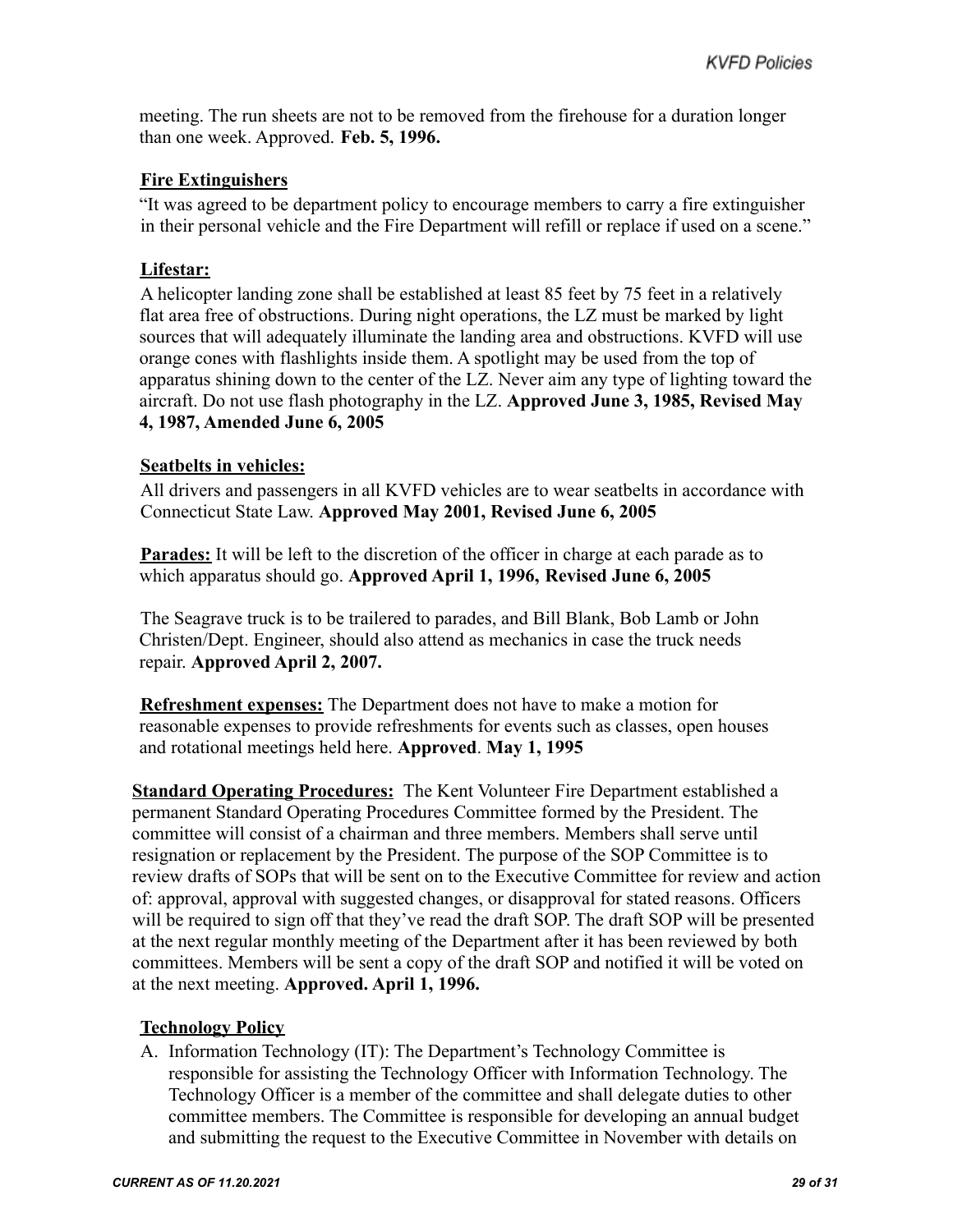meeting. The run sheets are not to be removed from the firehouse for a duration longer than one week. Approved. **Feb. 5, 1996.**

**Fire Extinguishers**

"It was agreed to be department policy to encourage members to carry a fire extinguisher in their personal vehicle and the Fire Department will refill or replace if used on a scene."

**Lifestar:**

A helicopter landing zone shall be established at least 85 feet by 75 feet in a relatively flat area free of obstructions. During night operations, the LZ must be marked by light sources that will adequately illuminate the landing area and obstructions. KVFD will use orange cones with flashlights inside them. A spotlight may be used from the top of apparatus shining down to the center of the LZ. Never aim any type of lighting toward the aircraft. Do not use flash photography in the LZ. **Approved June 3, 1985, Revised May 4, 1987, Amended June 6, 2005**

**Seatbelts in vehicles:**

All drivers and passengers in all KVFD vehicles are to wear seatbelts in accordance with Connecticut State Law. **Approved May 2001, Revised June 6, 2005**

**Parades:** It will be left to the discretion of the officer in charge at each parade as to which apparatus should go. **Approved April 1, 1996, Revised June 6, 2005**

The Seagrave truck is to be trailered to parades, and Bill Blank, Bob Lamb or John Christen/Dept. Engineer, should also attend as mechanics in case the truck needs repair. **Approved April 2, 2007.**

**Refreshment expenses:** The Department does not have to make a motion for reasonable expenses to provide refreshments for events such as classes, open houses and rotational meetings held here. **Approved**. **May 1, 1995**

**Standard Operating Procedures:** The Kent Volunteer Fire Department established a permanent Standard Operating Procedures Committee formed by the President. The committee will consist of a chairman and three members. Members shall serve until resignation or replacement by the President. The purpose of the SOP Committee is to review drafts of SOPs that will be sent on to the Executive Committee for review and action of: approval, approval with suggested changes, or disapproval for stated reasons. Officers will be required to sign off that they've read the draft SOP. The draft SOP will be presented at the next regular monthly meeting of the Department after it has been reviewed by both committees. Members will be sent a copy of the draft SOP and notified it will be voted on at the next meeting. **Approved. April 1, 1996.**

**Technology Policy**

A. Information Technology (IT): The Department's Technology Committee is responsible for assisting the Technology Officer with Information Technology. The Technology Officer is a member of the committee and shall delegate duties to other committee members. The Committee is responsible for developing an annual budget and submitting the request to the Executive Committee in November with details on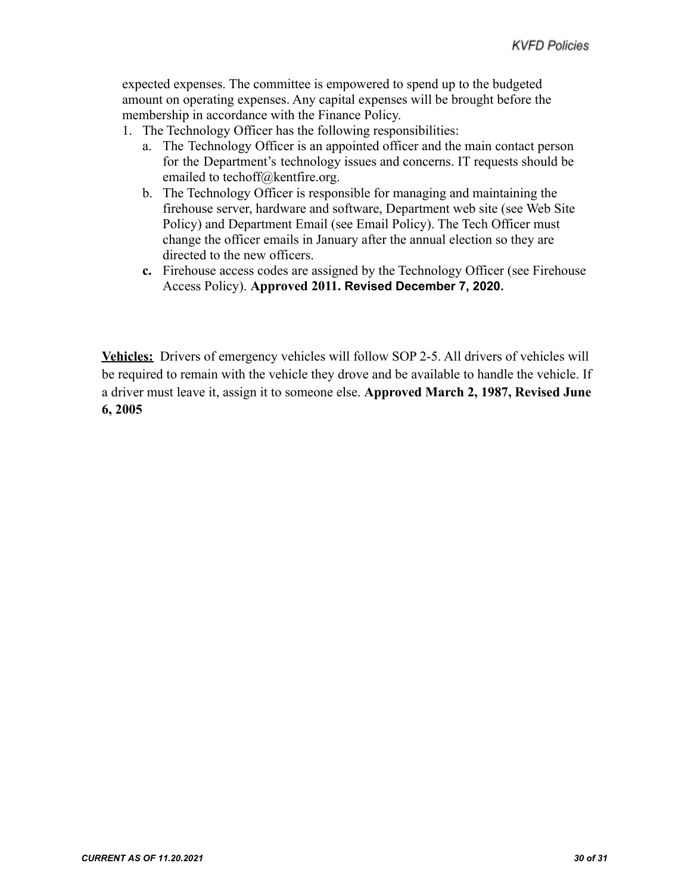expected expenses. The committee is empowered to spend up to the budgeted amount on operating expenses. Any capital expenses will be brought before the membership in accordance with the Finance Policy.

1. The Technology Officer has the following responsibilities:
   a. The Technology Officer is an appointed officer and the main contact person for the Department's technology issues and concerns. IT requests should be emailed to techoff@kentfire.org.
   b. The Technology Officer is responsible for managing and maintaining the firehouse server, hardware and software, Department web site (see Web Site Policy) and Department Email (see Email Policy). The Tech Officer must change the officer emails in January after the annual election so they are directed to the new officers.
   **c.** Firehouse access codes are assigned by the Technology Officer (see Firehouse Access Policy). **Approved 2011. Revised December 7, 2020.**

**Vehicles:** Drivers of emergency vehicles will follow SOP 2-5. All drivers of vehicles will be required to remain with the vehicle they drove and be available to handle the vehicle. If a driver must leave it, assign it to someone else. **Approved March 2, 1987, Revised June 6, 2005**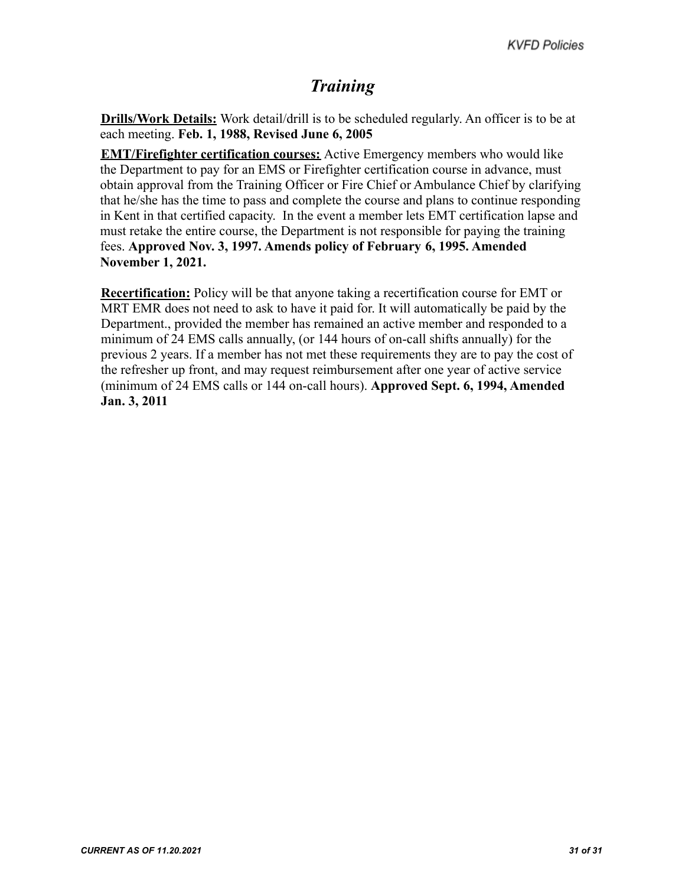# *Training*

**Drills/Work Details:** Work detail/drill is to be scheduled regularly. An officer is to be at each meeting. **Feb. 1, 1988, Revised June 6, 2005**

**EMT/Firefighter certification courses:** Active Emergency members who would like the Department to pay for an EMS or Firefighter certification course in advance, must obtain approval from the Training Officer or Fire Chief or Ambulance Chief by clarifying that he/she has the time to pass and complete the course and plans to continue responding in Kent in that certified capacity. In the event a member lets EMT certification lapse and must retake the entire course, the Department is not responsible for paying the training fees. **Approved Nov. 3, 1997. Amends policy of February 6, 1995. Amended November 1, 2021.**

**Recertification:** Policy will be that anyone taking a recertification course for EMT or MRT EMR does not need to ask to have it paid for. It will automatically be paid by the Department., provided the member has remained an active member and responded to a minimum of 24 EMS calls annually, (or 144 hours of on-call shifts annually) for the previous 2 years. If a member has not met these requirements they are to pay the cost of the refresher up front, and may request reimbursement after one year of active service (minimum of 24 EMS calls or 144 on-call hours). **Approved Sept. 6, 1994, Amended Jan. 3, 2011**